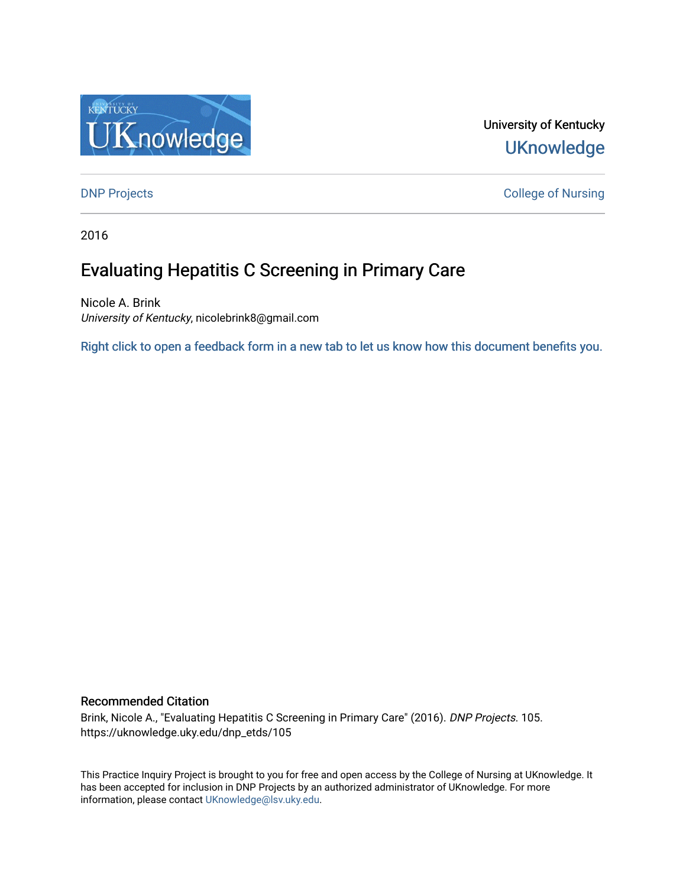University of Kentucky
UKnowledge

DNP Projects

College of Nursing

2016

# Evaluating Hepatitis C Screening in Primary Care

Nicole A. Brink
*University of Kentucky*, nicolebrink8@gmail.com

Right click to open a feedback form in a new tab to let us know how this document benefits you.

## Recommended Citation

Brink, Nicole A., "Evaluating Hepatitis C Screening in Primary Care" (2016). *DNP Projects*. 105.
https://uknowledge.uky.edu/dnp_etds/105

This Practice Inquiry Project is brought to you for free and open access by the College of Nursing at UKnowledge. It has been accepted for inclusion in DNP Projects by an authorized administrator of UKnowledge. For more information, please contact UKnowledge@lsv.uky.edu.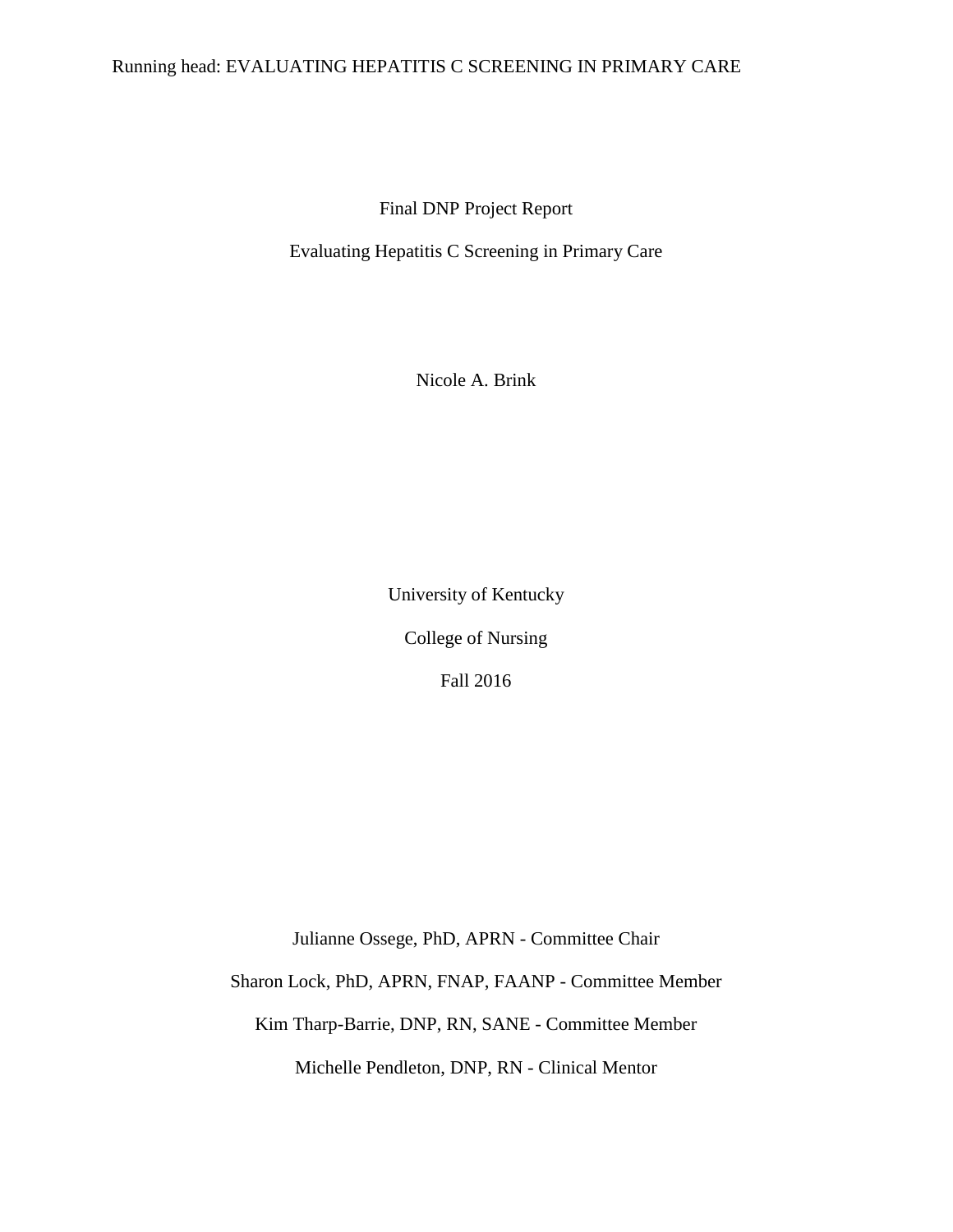Final DNP Project Report

Evaluating Hepatitis C Screening in Primary Care

Nicole A. Brink

University of Kentucky

College of Nursing

Fall 2016

Julianne Ossege, PhD, APRN - Committee Chair

Sharon Lock, PhD, APRN, FNAP, FAANP - Committee Member

Kim Tharp-Barrie, DNP, RN, SANE - Committee Member

Michelle Pendleton, DNP, RN - Clinical Mentor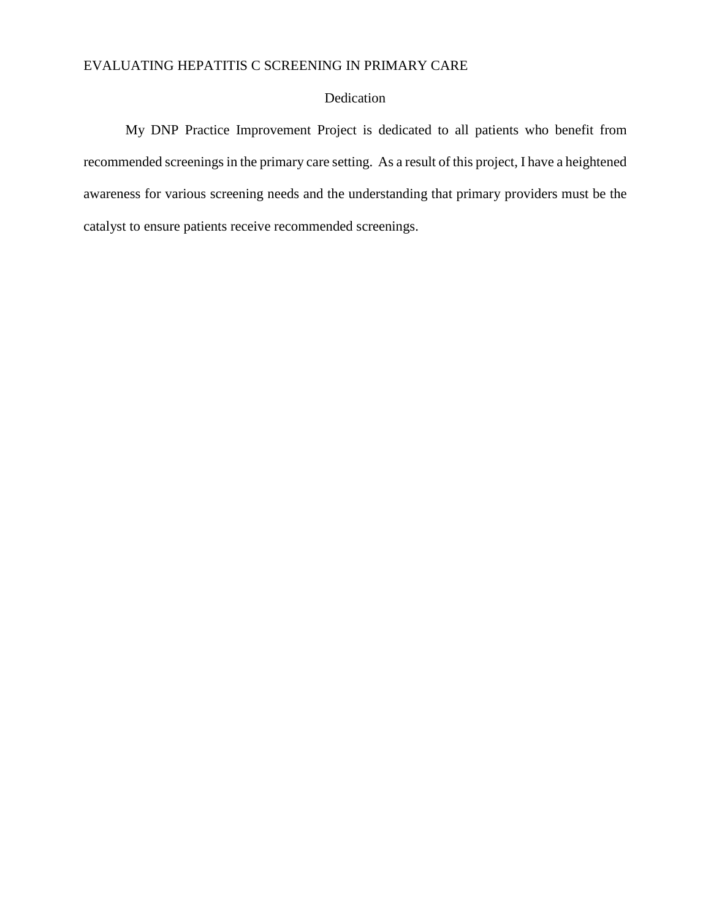# Dedication

My DNP Practice Improvement Project is dedicated to all patients who benefit from recommended screenings in the primary care setting. As a result of this project, I have a heightened awareness for various screening needs and the understanding that primary providers must be the catalyst to ensure patients receive recommended screenings.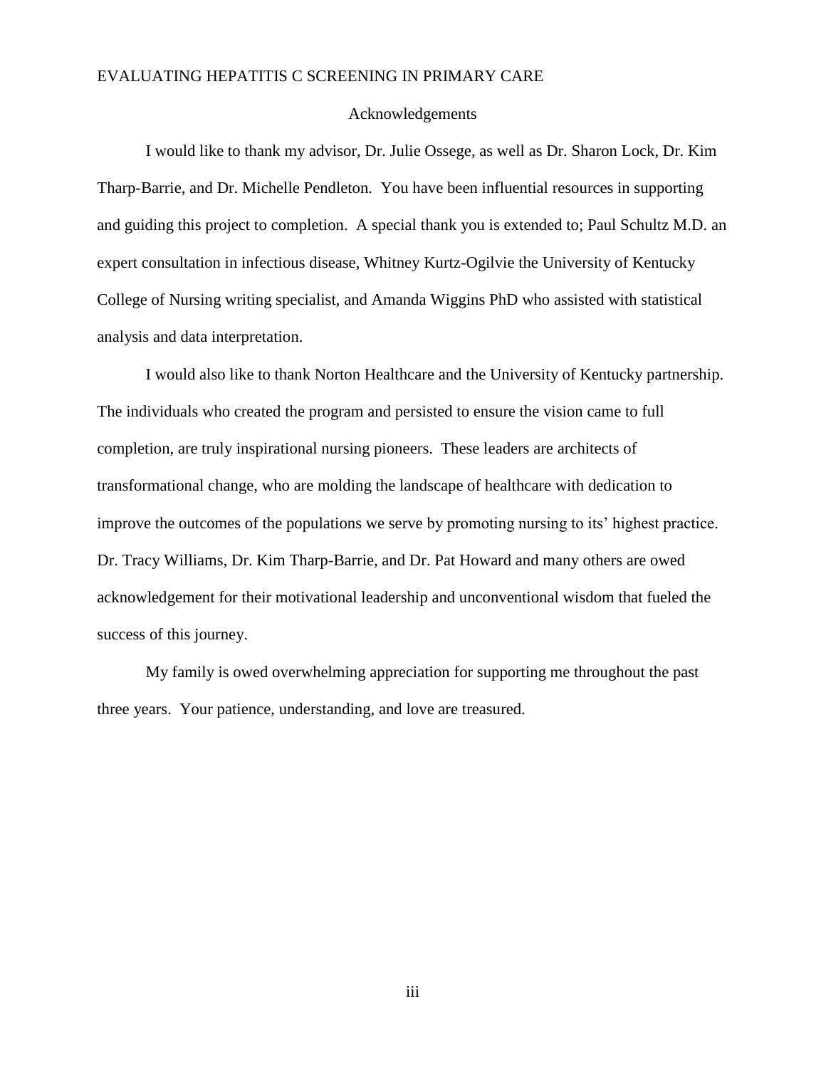# Acknowledgements

I would like to thank my advisor, Dr. Julie Ossege, as well as Dr. Sharon Lock, Dr. Kim Tharp-Barrie, and Dr. Michelle Pendleton. You have been influential resources in supporting and guiding this project to completion. A special thank you is extended to; Paul Schultz M.D. an expert consultation in infectious disease, Whitney Kurtz-Ogilvie the University of Kentucky College of Nursing writing specialist, and Amanda Wiggins PhD who assisted with statistical analysis and data interpretation.

I would also like to thank Norton Healthcare and the University of Kentucky partnership. The individuals who created the program and persisted to ensure the vision came to full completion, are truly inspirational nursing pioneers. These leaders are architects of transformational change, who are molding the landscape of healthcare with dedication to improve the outcomes of the populations we serve by promoting nursing to its' highest practice. Dr. Tracy Williams, Dr. Kim Tharp-Barrie, and Dr. Pat Howard and many others are owed acknowledgement for their motivational leadership and unconventional wisdom that fueled the success of this journey.

My family is owed overwhelming appreciation for supporting me throughout the past three years. Your patience, understanding, and love are treasured.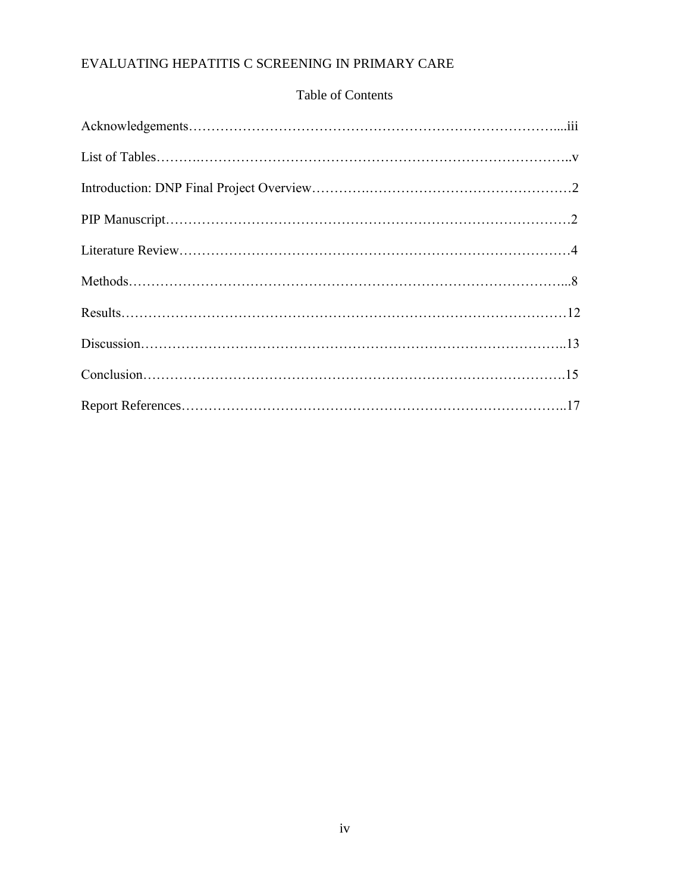## Table of Contents

Acknowledgements……………………………………………………………………….…....iii

List of Tables……….…………………………………………………………………………..v

Introduction: DNP Final Project Overview……….…….………………………………………2

PIP Manuscript……………………………………………………………………………………2

Literature Review…………………………………………………………………………………4

Methods…………………………………………………………………………………………...8

Results……………………………………………………………………………………………12

Discussion………………………………………………………………………………………..13

Conclusion……………………………………………………………………………………….15

Report References………………………………………………………………….…………..17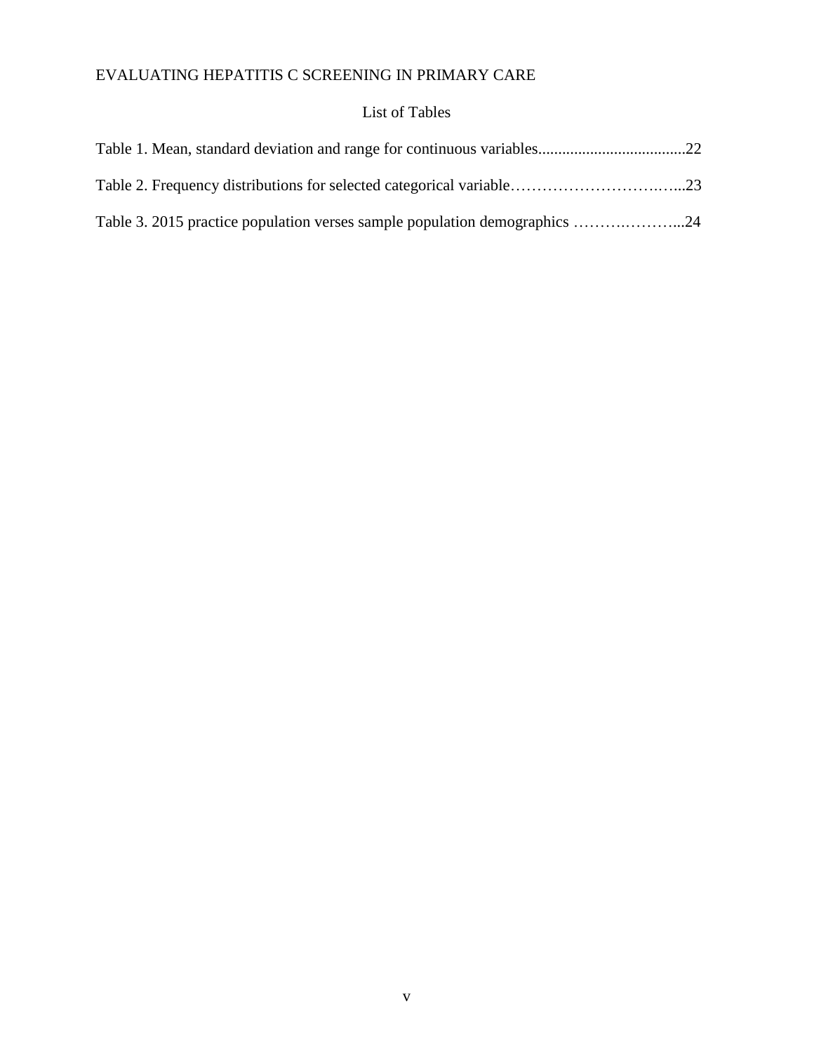# List of Tables

Table 1. Mean, standard deviation and range for continuous variables....................................22

Table 2. Frequency distributions for selected categorical variable…………………………..…...23

Table 3. 2015 practice population verses sample population demographics ……….………...24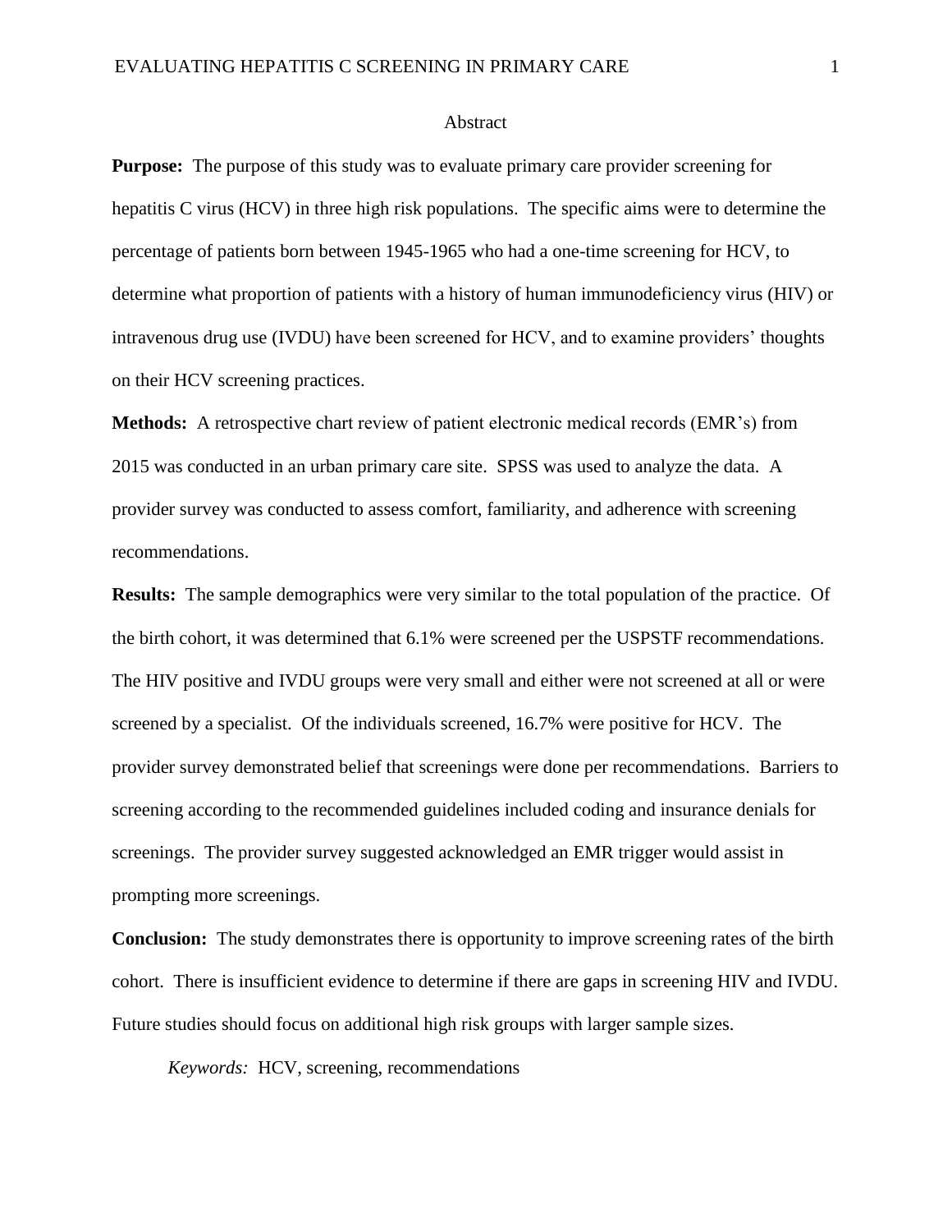# Abstract

**Purpose:** The purpose of this study was to evaluate primary care provider screening for hepatitis C virus (HCV) in three high risk populations. The specific aims were to determine the percentage of patients born between 1945-1965 who had a one-time screening for HCV, to determine what proportion of patients with a history of human immunodeficiency virus (HIV) or intravenous drug use (IVDU) have been screened for HCV, and to examine providers' thoughts on their HCV screening practices.

**Methods:** A retrospective chart review of patient electronic medical records (EMR's) from 2015 was conducted in an urban primary care site. SPSS was used to analyze the data. A provider survey was conducted to assess comfort, familiarity, and adherence with screening recommendations.

**Results:** The sample demographics were very similar to the total population of the practice. Of the birth cohort, it was determined that 6.1% were screened per the USPSTF recommendations. The HIV positive and IVDU groups were very small and either were not screened at all or were screened by a specialist. Of the individuals screened, 16.7% were positive for HCV. The provider survey demonstrated belief that screenings were done per recommendations. Barriers to screening according to the recommended guidelines included coding and insurance denials for screenings. The provider survey suggested acknowledged an EMR trigger would assist in prompting more screenings.

**Conclusion:** The study demonstrates there is opportunity to improve screening rates of the birth cohort. There is insufficient evidence to determine if there are gaps in screening HIV and IVDU. Future studies should focus on additional high risk groups with larger sample sizes.

*Keywords:* HCV, screening, recommendations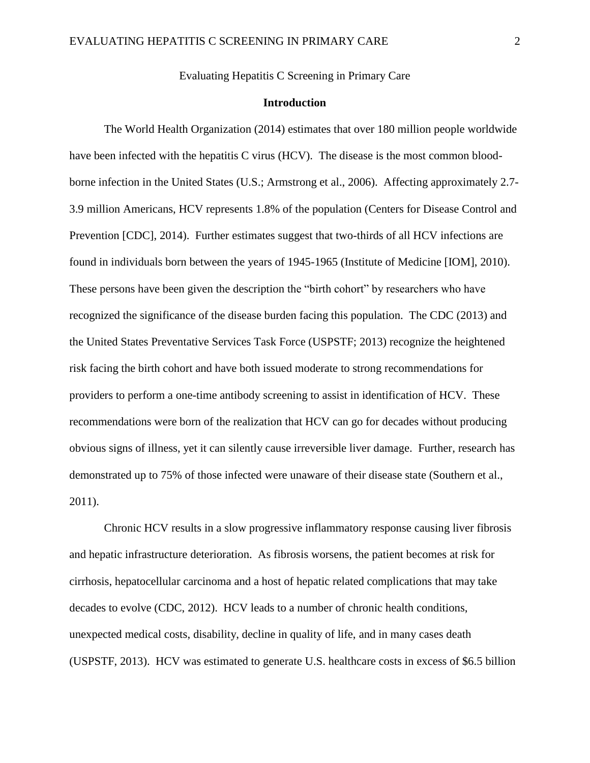Evaluating Hepatitis C Screening in Primary Care

## Introduction

The World Health Organization (2014) estimates that over 180 million people worldwide have been infected with the hepatitis C virus (HCV). The disease is the most common blood-borne infection in the United States (U.S.; Armstrong et al., 2006). Affecting approximately 2.7-3.9 million Americans, HCV represents 1.8% of the population (Centers for Disease Control and Prevention [CDC], 2014). Further estimates suggest that two-thirds of all HCV infections are found in individuals born between the years of 1945-1965 (Institute of Medicine [IOM], 2010). These persons have been given the description the "birth cohort" by researchers who have recognized the significance of the disease burden facing this population. The CDC (2013) and the United States Preventative Services Task Force (USPSTF; 2013) recognize the heightened risk facing the birth cohort and have both issued moderate to strong recommendations for providers to perform a one-time antibody screening to assist in identification of HCV. These recommendations were born of the realization that HCV can go for decades without producing obvious signs of illness, yet it can silently cause irreversible liver damage. Further, research has demonstrated up to 75% of those infected were unaware of their disease state (Southern et al., 2011).

Chronic HCV results in a slow progressive inflammatory response causing liver fibrosis and hepatic infrastructure deterioration. As fibrosis worsens, the patient becomes at risk for cirrhosis, hepatocellular carcinoma and a host of hepatic related complications that may take decades to evolve (CDC, 2012). HCV leads to a number of chronic health conditions, unexpected medical costs, disability, decline in quality of life, and in many cases death (USPSTF, 2013). HCV was estimated to generate U.S. healthcare costs in excess of $6.5 billion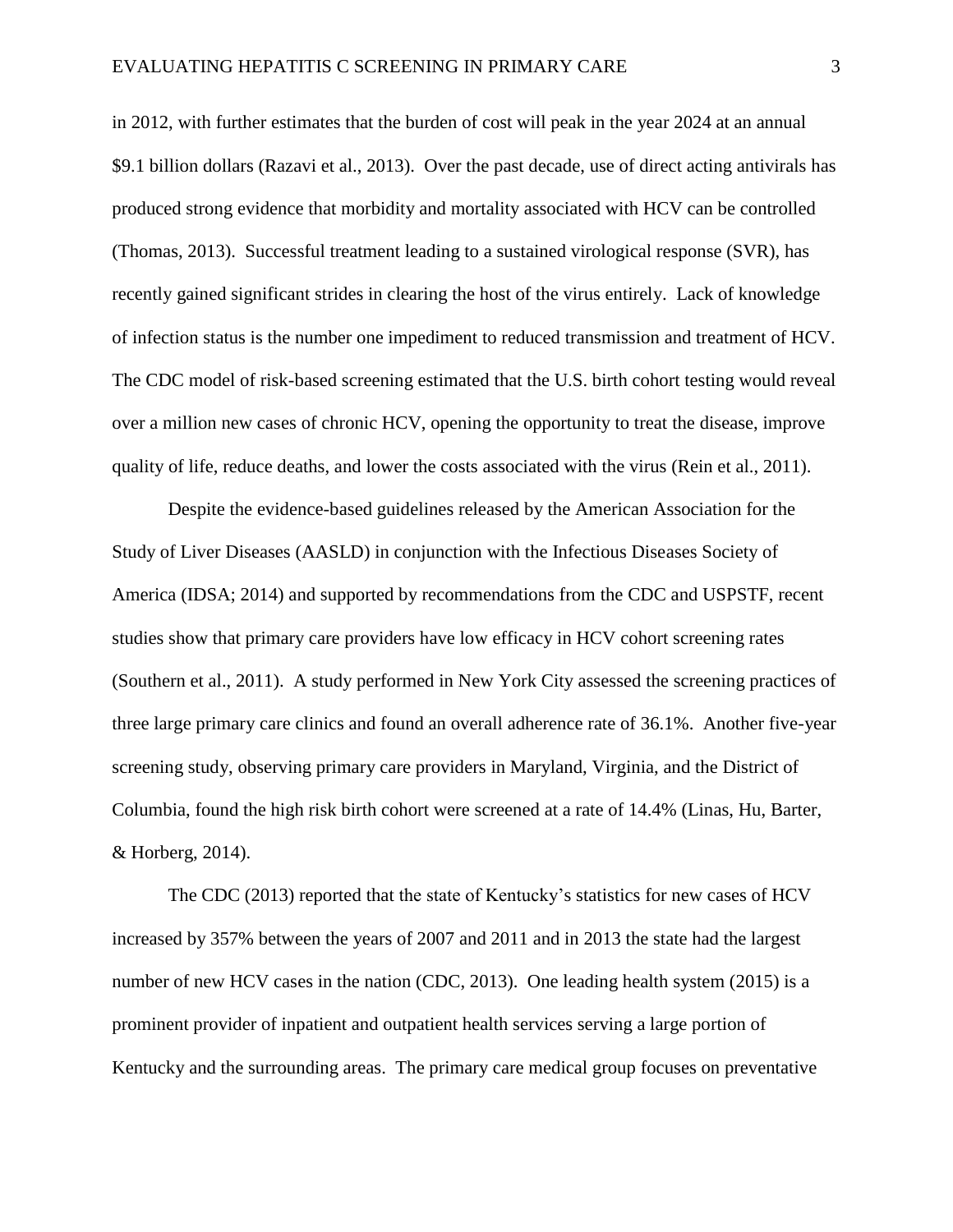in 2012, with further estimates that the burden of cost will peak in the year 2024 at an annual $9.1 billion dollars (Razavi et al., 2013). Over the past decade, use of direct acting antivirals has produced strong evidence that morbidity and mortality associated with HCV can be controlled (Thomas, 2013). Successful treatment leading to a sustained virological response (SVR), has recently gained significant strides in clearing the host of the virus entirely. Lack of knowledge of infection status is the number one impediment to reduced transmission and treatment of HCV. The CDC model of risk-based screening estimated that the U.S. birth cohort testing would reveal over a million new cases of chronic HCV, opening the opportunity to treat the disease, improve quality of life, reduce deaths, and lower the costs associated with the virus (Rein et al., 2011).

Despite the evidence-based guidelines released by the American Association for the Study of Liver Diseases (AASLD) in conjunction with the Infectious Diseases Society of America (IDSA; 2014) and supported by recommendations from the CDC and USPSTF, recent studies show that primary care providers have low efficacy in HCV cohort screening rates (Southern et al., 2011). A study performed in New York City assessed the screening practices of three large primary care clinics and found an overall adherence rate of 36.1%. Another five-year screening study, observing primary care providers in Maryland, Virginia, and the District of Columbia, found the high risk birth cohort were screened at a rate of 14.4% (Linas, Hu, Barter, & Horberg, 2014).

The CDC (2013) reported that the state of Kentucky's statistics for new cases of HCV increased by 357% between the years of 2007 and 2011 and in 2013 the state had the largest number of new HCV cases in the nation (CDC, 2013). One leading health system (2015) is a prominent provider of inpatient and outpatient health services serving a large portion of Kentucky and the surrounding areas. The primary care medical group focuses on preventative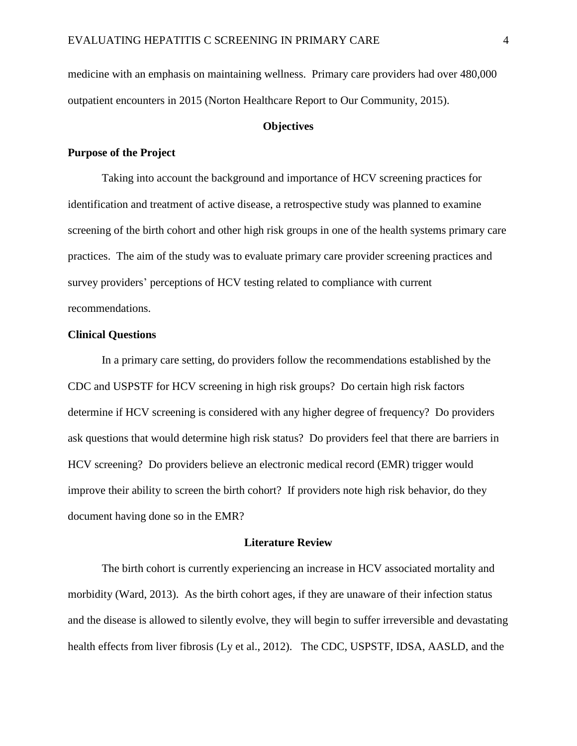medicine with an emphasis on maintaining wellness.  Primary care providers had over 480,000 outpatient encounters in 2015 (Norton Healthcare Report to Our Community, 2015).

## Objectives

### Purpose of the Project

Taking into account the background and importance of HCV screening practices for identification and treatment of active disease, a retrospective study was planned to examine screening of the birth cohort and other high risk groups in one of the health systems primary care practices.  The aim of the study was to evaluate primary care provider screening practices and survey providers' perceptions of HCV testing related to compliance with current recommendations.

### Clinical Questions

In a primary care setting, do providers follow the recommendations established by the CDC and USPSTF for HCV screening in high risk groups?  Do certain high risk factors determine if HCV screening is considered with any higher degree of frequency?  Do providers ask questions that would determine high risk status?  Do providers feel that there are barriers in HCV screening?  Do providers believe an electronic medical record (EMR) trigger would improve their ability to screen the birth cohort?  If providers note high risk behavior, do they document having done so in the EMR?

## Literature Review

The birth cohort is currently experiencing an increase in HCV associated mortality and morbidity (Ward, 2013).  As the birth cohort ages, if they are unaware of their infection status and the disease is allowed to silently evolve, they will begin to suffer irreversible and devastating health effects from liver fibrosis (Ly et al., 2012).   The CDC, USPSTF, IDSA, AASLD, and the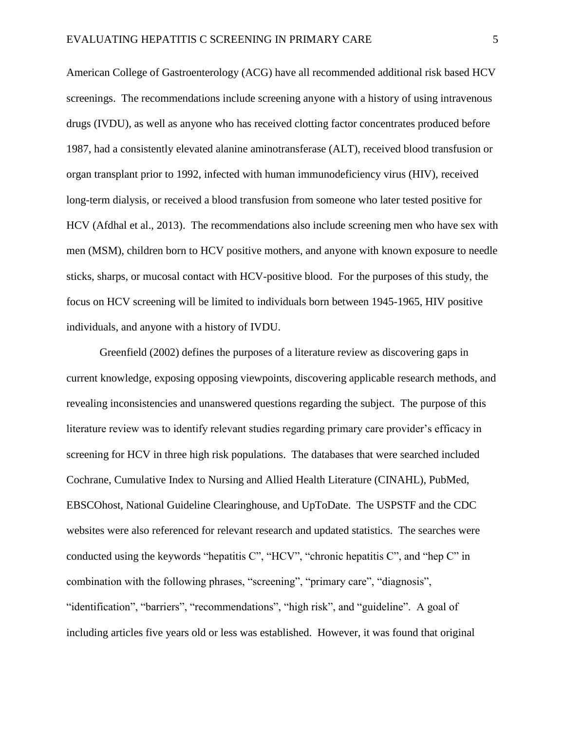American College of Gastroenterology (ACG) have all recommended additional risk based HCV screenings. The recommendations include screening anyone with a history of using intravenous drugs (IVDU), as well as anyone who has received clotting factor concentrates produced before 1987, had a consistently elevated alanine aminotransferase (ALT), received blood transfusion or organ transplant prior to 1992, infected with human immunodeficiency virus (HIV), received long-term dialysis, or received a blood transfusion from someone who later tested positive for HCV (Afdhal et al., 2013). The recommendations also include screening men who have sex with men (MSM), children born to HCV positive mothers, and anyone with known exposure to needle sticks, sharps, or mucosal contact with HCV-positive blood. For the purposes of this study, the focus on HCV screening will be limited to individuals born between 1945-1965, HIV positive individuals, and anyone with a history of IVDU.

Greenfield (2002) defines the purposes of a literature review as discovering gaps in current knowledge, exposing opposing viewpoints, discovering applicable research methods, and revealing inconsistencies and unanswered questions regarding the subject. The purpose of this literature review was to identify relevant studies regarding primary care provider's efficacy in screening for HCV in three high risk populations. The databases that were searched included Cochrane, Cumulative Index to Nursing and Allied Health Literature (CINAHL), PubMed, EBSCOhost, National Guideline Clearinghouse, and UpToDate. The USPSTF and the CDC websites were also referenced for relevant research and updated statistics. The searches were conducted using the keywords "hepatitis C", "HCV", "chronic hepatitis C", and "hep C" in combination with the following phrases, "screening", "primary care", "diagnosis", "identification", "barriers", "recommendations", "high risk", and "guideline". A goal of including articles five years old or less was established. However, it was found that original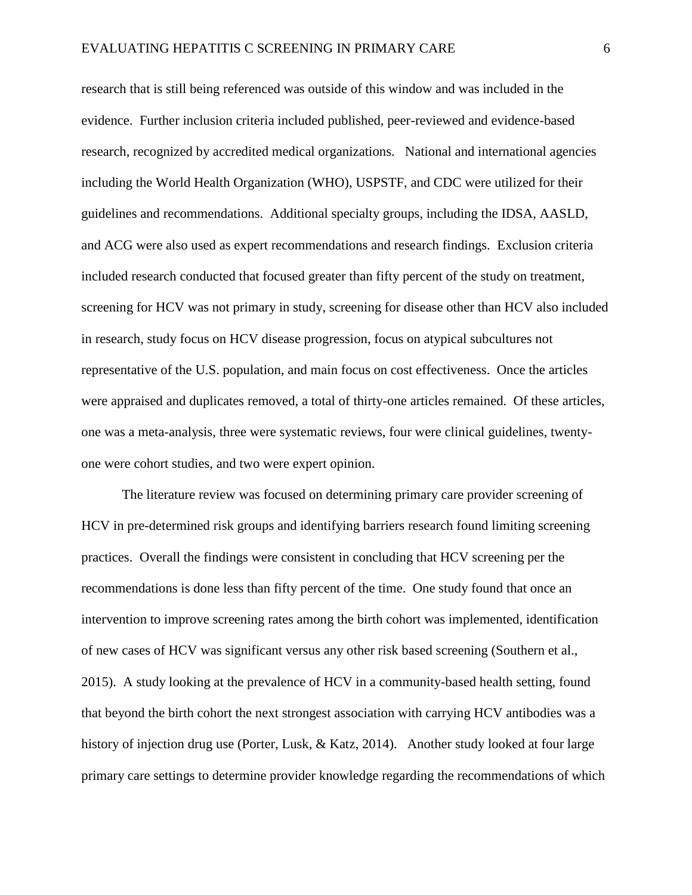research that is still being referenced was outside of this window and was included in the evidence. Further inclusion criteria included published, peer-reviewed and evidence-based research, recognized by accredited medical organizations. National and international agencies including the World Health Organization (WHO), USPSTF, and CDC were utilized for their guidelines and recommendations. Additional specialty groups, including the IDSA, AASLD, and ACG were also used as expert recommendations and research findings. Exclusion criteria included research conducted that focused greater than fifty percent of the study on treatment, screening for HCV was not primary in study, screening for disease other than HCV also included in research, study focus on HCV disease progression, focus on atypical subcultures not representative of the U.S. population, and main focus on cost effectiveness. Once the articles were appraised and duplicates removed, a total of thirty-one articles remained. Of these articles, one was a meta-analysis, three were systematic reviews, four were clinical guidelines, twenty-one were cohort studies, and two were expert opinion.

The literature review was focused on determining primary care provider screening of HCV in pre-determined risk groups and identifying barriers research found limiting screening practices. Overall the findings were consistent in concluding that HCV screening per the recommendations is done less than fifty percent of the time. One study found that once an intervention to improve screening rates among the birth cohort was implemented, identification of new cases of HCV was significant versus any other risk based screening (Southern et al., 2015). A study looking at the prevalence of HCV in a community-based health setting, found that beyond the birth cohort the next strongest association with carrying HCV antibodies was a history of injection drug use (Porter, Lusk, & Katz, 2014). Another study looked at four large primary care settings to determine provider knowledge regarding the recommendations of which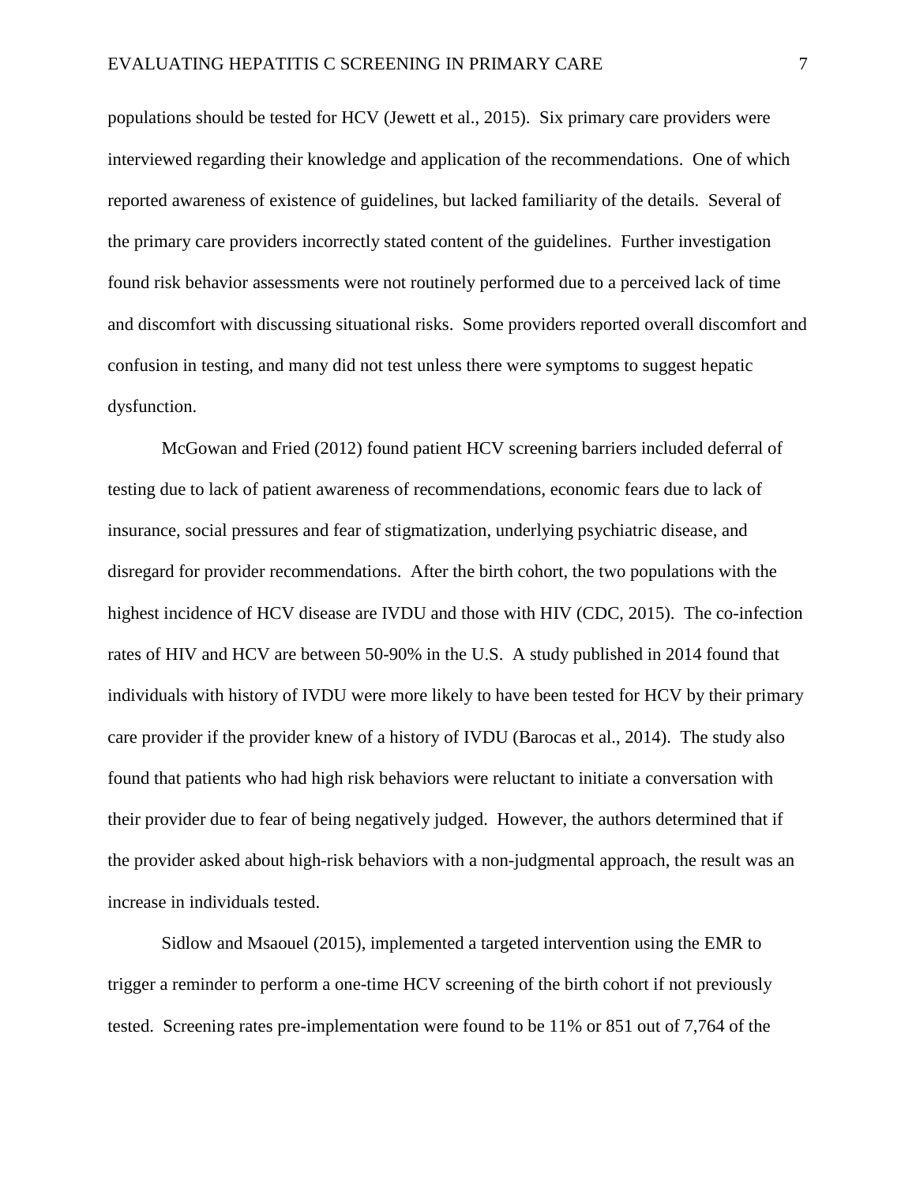populations should be tested for HCV (Jewett et al., 2015). Six primary care providers were interviewed regarding their knowledge and application of the recommendations. One of which reported awareness of existence of guidelines, but lacked familiarity of the details. Several of the primary care providers incorrectly stated content of the guidelines. Further investigation found risk behavior assessments were not routinely performed due to a perceived lack of time and discomfort with discussing situational risks. Some providers reported overall discomfort and confusion in testing, and many did not test unless there were symptoms to suggest hepatic dysfunction.

McGowan and Fried (2012) found patient HCV screening barriers included deferral of testing due to lack of patient awareness of recommendations, economic fears due to lack of insurance, social pressures and fear of stigmatization, underlying psychiatric disease, and disregard for provider recommendations. After the birth cohort, the two populations with the highest incidence of HCV disease are IVDU and those with HIV (CDC, 2015). The co-infection rates of HIV and HCV are between 50-90% in the U.S. A study published in 2014 found that individuals with history of IVDU were more likely to have been tested for HCV by their primary care provider if the provider knew of a history of IVDU (Barocas et al., 2014). The study also found that patients who had high risk behaviors were reluctant to initiate a conversation with their provider due to fear of being negatively judged. However, the authors determined that if the provider asked about high-risk behaviors with a non-judgmental approach, the result was an increase in individuals tested.

Sidlow and Msaouel (2015), implemented a targeted intervention using the EMR to trigger a reminder to perform a one-time HCV screening of the birth cohort if not previously tested. Screening rates pre-implementation were found to be 11% or 851 out of 7,764 of the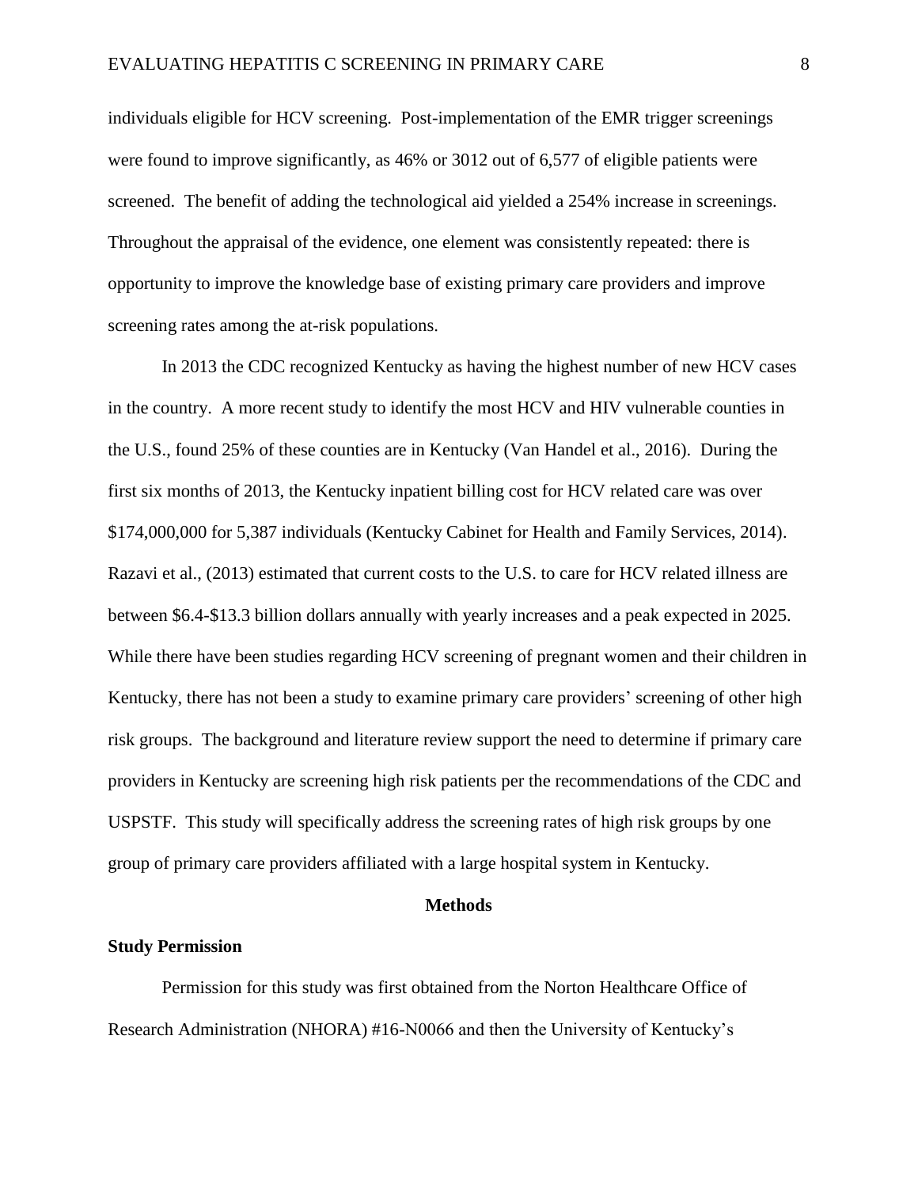individuals eligible for HCV screening. Post-implementation of the EMR trigger screenings were found to improve significantly, as 46% or 3012 out of 6,577 of eligible patients were screened. The benefit of adding the technological aid yielded a 254% increase in screenings. Throughout the appraisal of the evidence, one element was consistently repeated: there is opportunity to improve the knowledge base of existing primary care providers and improve screening rates among the at-risk populations.

In 2013 the CDC recognized Kentucky as having the highest number of new HCV cases in the country. A more recent study to identify the most HCV and HIV vulnerable counties in the U.S., found 25% of these counties are in Kentucky (Van Handel et al., 2016). During the first six months of 2013, the Kentucky inpatient billing cost for HCV related care was over \$174,000,000 for 5,387 individuals (Kentucky Cabinet for Health and Family Services, 2014). Razavi et al., (2013) estimated that current costs to the U.S. to care for HCV related illness are between \$6.4-\$13.3 billion dollars annually with yearly increases and a peak expected in 2025. While there have been studies regarding HCV screening of pregnant women and their children in Kentucky, there has not been a study to examine primary care providers' screening of other high risk groups. The background and literature review support the need to determine if primary care providers in Kentucky are screening high risk patients per the recommendations of the CDC and USPSTF. This study will specifically address the screening rates of high risk groups by one group of primary care providers affiliated with a large hospital system in Kentucky.

## Methods

### Study Permission

Permission for this study was first obtained from the Norton Healthcare Office of Research Administration (NHORA) #16-N0066 and then the University of Kentucky's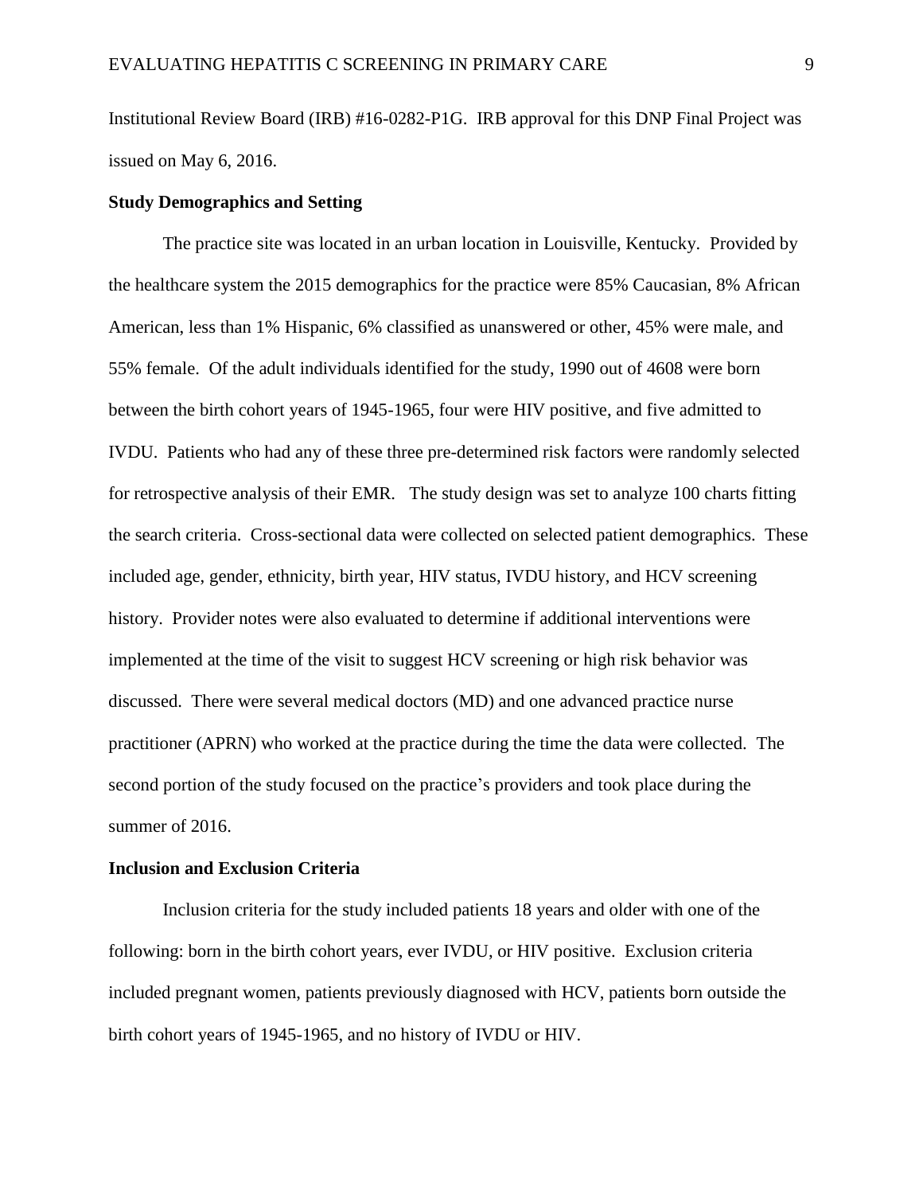Institutional Review Board (IRB) #16-0282-P1G. IRB approval for this DNP Final Project was issued on May 6, 2016.

**Study Demographics and Setting**

The practice site was located in an urban location in Louisville, Kentucky. Provided by the healthcare system the 2015 demographics for the practice were 85% Caucasian, 8% African American, less than 1% Hispanic, 6% classified as unanswered or other, 45% were male, and 55% female. Of the adult individuals identified for the study, 1990 out of 4608 were born between the birth cohort years of 1945-1965, four were HIV positive, and five admitted to IVDU. Patients who had any of these three pre-determined risk factors were randomly selected for retrospective analysis of their EMR. The study design was set to analyze 100 charts fitting the search criteria. Cross-sectional data were collected on selected patient demographics. These included age, gender, ethnicity, birth year, HIV status, IVDU history, and HCV screening history. Provider notes were also evaluated to determine if additional interventions were implemented at the time of the visit to suggest HCV screening or high risk behavior was discussed. There were several medical doctors (MD) and one advanced practice nurse practitioner (APRN) who worked at the practice during the time the data were collected. The second portion of the study focused on the practice's providers and took place during the summer of 2016.

**Inclusion and Exclusion Criteria**

Inclusion criteria for the study included patients 18 years and older with one of the following: born in the birth cohort years, ever IVDU, or HIV positive. Exclusion criteria included pregnant women, patients previously diagnosed with HCV, patients born outside the birth cohort years of 1945-1965, and no history of IVDU or HIV.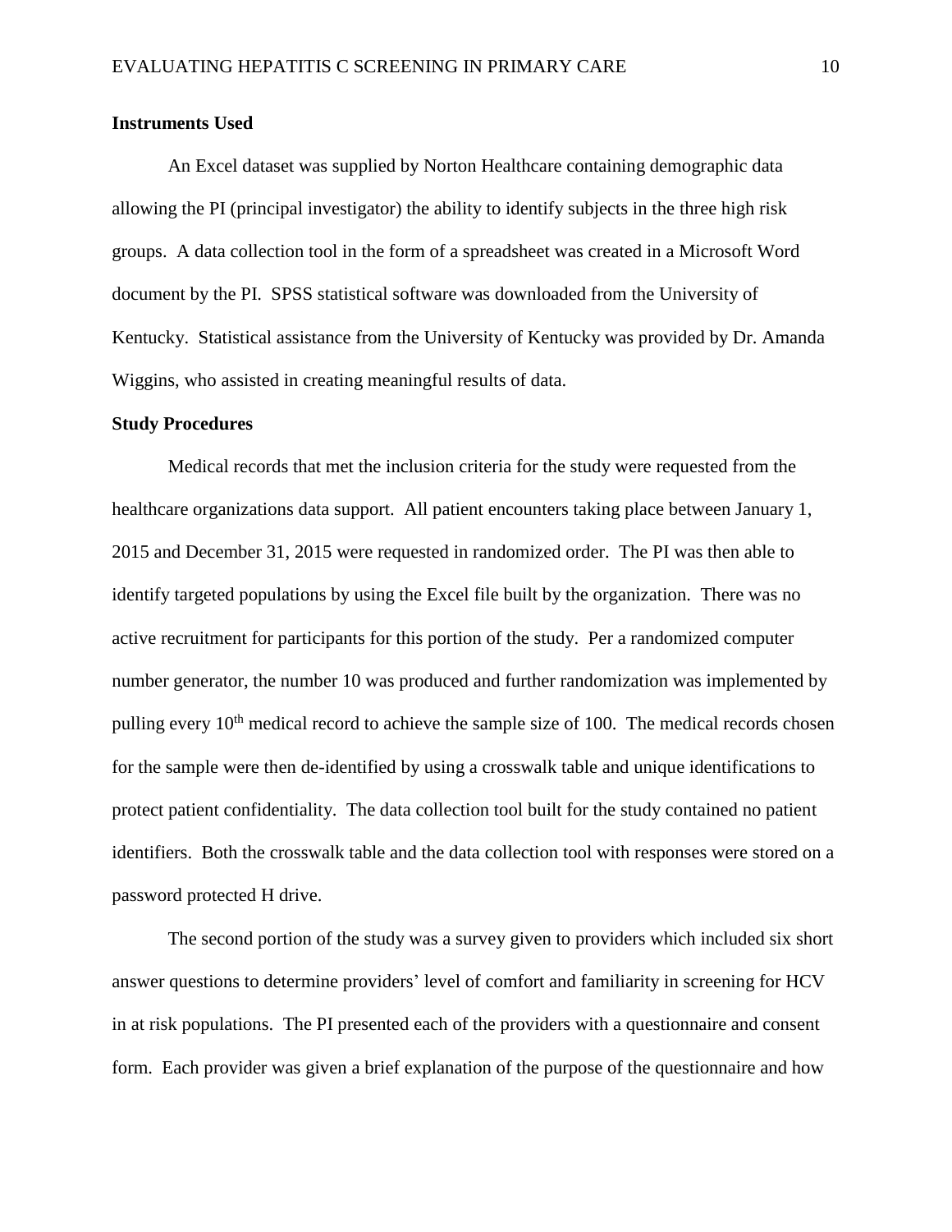**Instruments Used**

An Excel dataset was supplied by Norton Healthcare containing demographic data allowing the PI (principal investigator) the ability to identify subjects in the three high risk groups. A data collection tool in the form of a spreadsheet was created in a Microsoft Word document by the PI. SPSS statistical software was downloaded from the University of Kentucky. Statistical assistance from the University of Kentucky was provided by Dr. Amanda Wiggins, who assisted in creating meaningful results of data.

**Study Procedures**

Medical records that met the inclusion criteria for the study were requested from the healthcare organizations data support. All patient encounters taking place between January 1, 2015 and December 31, 2015 were requested in randomized order. The PI was then able to identify targeted populations by using the Excel file built by the organization. There was no active recruitment for participants for this portion of the study. Per a randomized computer number generator, the number 10 was produced and further randomization was implemented by pulling every 10th medical record to achieve the sample size of 100. The medical records chosen for the sample were then de-identified by using a crosswalk table and unique identifications to protect patient confidentiality. The data collection tool built for the study contained no patient identifiers. Both the crosswalk table and the data collection tool with responses were stored on a password protected H drive.

The second portion of the study was a survey given to providers which included six short answer questions to determine providers' level of comfort and familiarity in screening for HCV in at risk populations. The PI presented each of the providers with a questionnaire and consent form. Each provider was given a brief explanation of the purpose of the questionnaire and how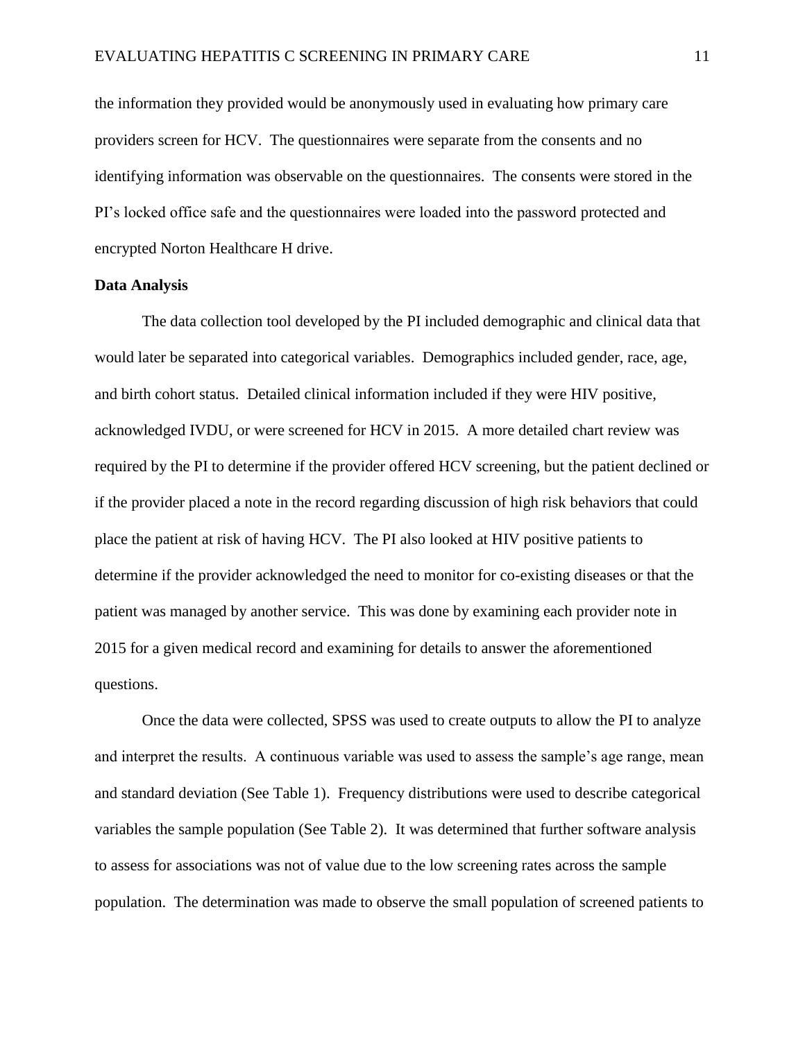the information they provided would be anonymously used in evaluating how primary care providers screen for HCV. The questionnaires were separate from the consents and no identifying information was observable on the questionnaires. The consents were stored in the PI's locked office safe and the questionnaires were loaded into the password protected and encrypted Norton Healthcare H drive.

**Data Analysis**

The data collection tool developed by the PI included demographic and clinical data that would later be separated into categorical variables. Demographics included gender, race, age, and birth cohort status. Detailed clinical information included if they were HIV positive, acknowledged IVDU, or were screened for HCV in 2015. A more detailed chart review was required by the PI to determine if the provider offered HCV screening, but the patient declined or if the provider placed a note in the record regarding discussion of high risk behaviors that could place the patient at risk of having HCV. The PI also looked at HIV positive patients to determine if the provider acknowledged the need to monitor for co-existing diseases or that the patient was managed by another service. This was done by examining each provider note in 2015 for a given medical record and examining for details to answer the aforementioned questions.

Once the data were collected, SPSS was used to create outputs to allow the PI to analyze and interpret the results. A continuous variable was used to assess the sample's age range, mean and standard deviation (See Table 1). Frequency distributions were used to describe categorical variables the sample population (See Table 2). It was determined that further software analysis to assess for associations was not of value due to the low screening rates across the sample population. The determination was made to observe the small population of screened patients to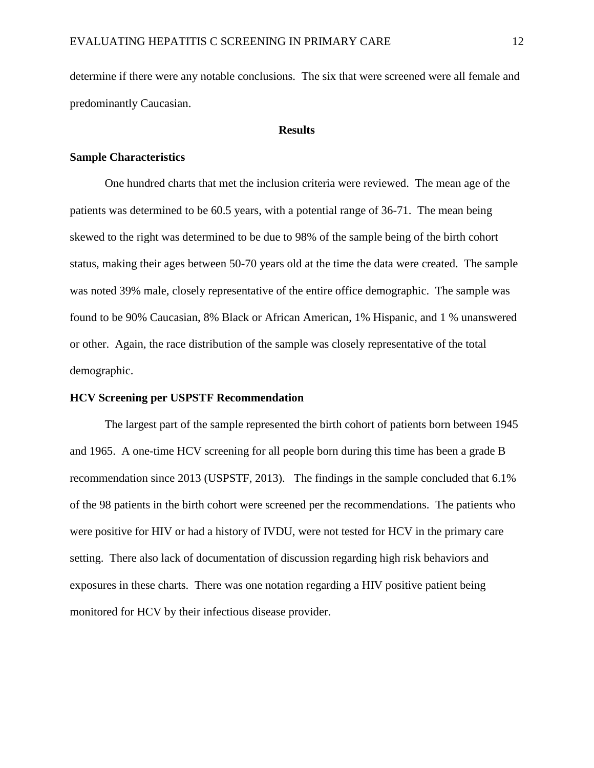determine if there were any notable conclusions. The six that were screened were all female and predominantly Caucasian.

## Results

### Sample Characteristics

One hundred charts that met the inclusion criteria were reviewed. The mean age of the patients was determined to be 60.5 years, with a potential range of 36-71. The mean being skewed to the right was determined to be due to 98% of the sample being of the birth cohort status, making their ages between 50-70 years old at the time the data were created. The sample was noted 39% male, closely representative of the entire office demographic. The sample was found to be 90% Caucasian, 8% Black or African American, 1% Hispanic, and 1 % unanswered or other. Again, the race distribution of the sample was closely representative of the total demographic.

### HCV Screening per USPSTF Recommendation

The largest part of the sample represented the birth cohort of patients born between 1945 and 1965. A one-time HCV screening for all people born during this time has been a grade B recommendation since 2013 (USPSTF, 2013). The findings in the sample concluded that 6.1% of the 98 patients in the birth cohort were screened per the recommendations. The patients who were positive for HIV or had a history of IVDU, were not tested for HCV in the primary care setting. There also lack of documentation of discussion regarding high risk behaviors and exposures in these charts. There was one notation regarding a HIV positive patient being monitored for HCV by their infectious disease provider.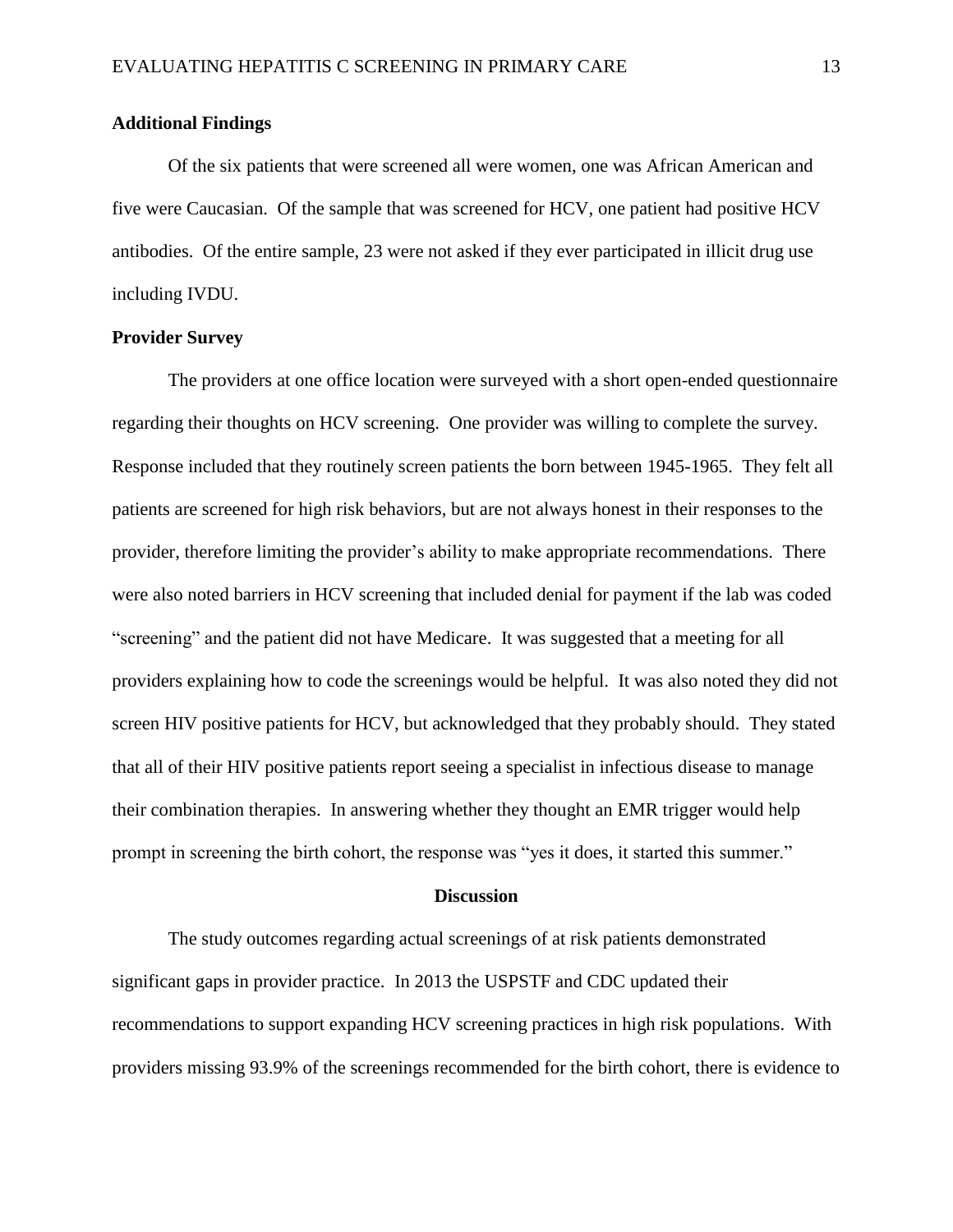### Additional Findings

Of the six patients that were screened all were women, one was African American and five were Caucasian. Of the sample that was screened for HCV, one patient had positive HCV antibodies. Of the entire sample, 23 were not asked if they ever participated in illicit drug use including IVDU.

### Provider Survey

The providers at one office location were surveyed with a short open-ended questionnaire regarding their thoughts on HCV screening. One provider was willing to complete the survey. Response included that they routinely screen patients the born between 1945-1965. They felt all patients are screened for high risk behaviors, but are not always honest in their responses to the provider, therefore limiting the provider's ability to make appropriate recommendations. There were also noted barriers in HCV screening that included denial for payment if the lab was coded "screening" and the patient did not have Medicare. It was suggested that a meeting for all providers explaining how to code the screenings would be helpful. It was also noted they did not screen HIV positive patients for HCV, but acknowledged that they probably should. They stated that all of their HIV positive patients report seeing a specialist in infectious disease to manage their combination therapies. In answering whether they thought an EMR trigger would help prompt in screening the birth cohort, the response was "yes it does, it started this summer."

## Discussion

The study outcomes regarding actual screenings of at risk patients demonstrated significant gaps in provider practice. In 2013 the USPSTF and CDC updated their recommendations to support expanding HCV screening practices in high risk populations. With providers missing 93.9% of the screenings recommended for the birth cohort, there is evidence to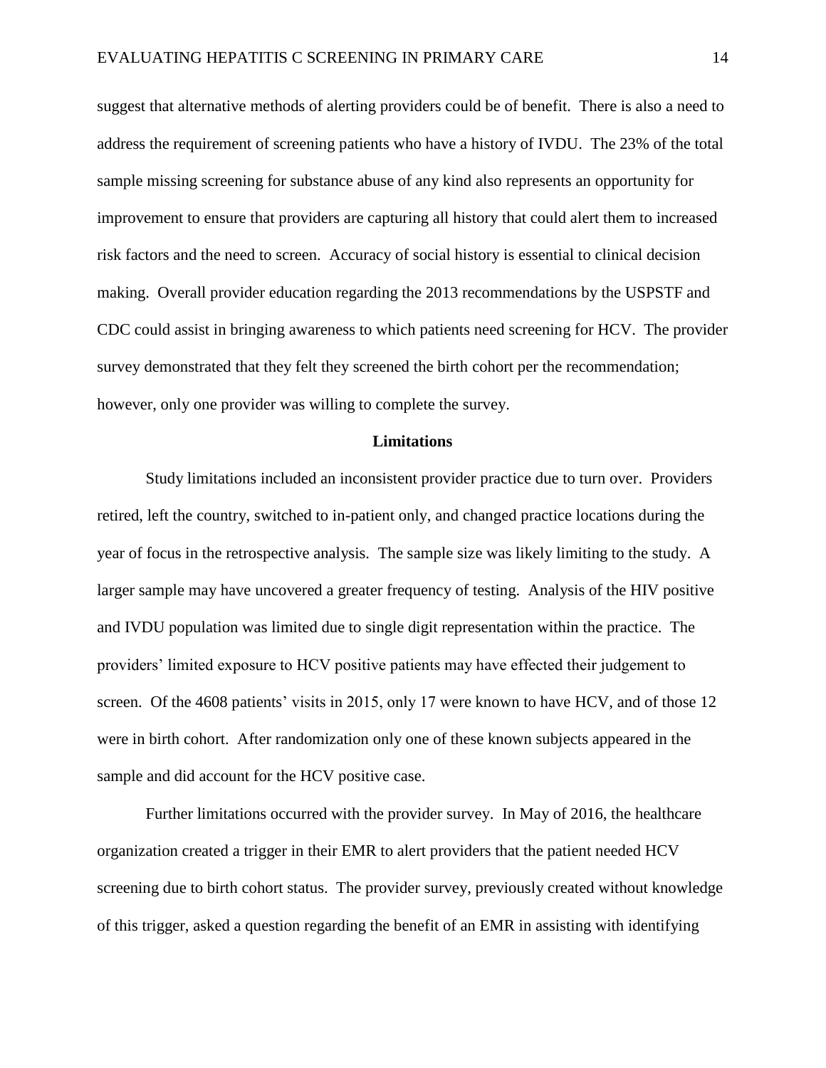suggest that alternative methods of alerting providers could be of benefit. There is also a need to address the requirement of screening patients who have a history of IVDU. The 23% of the total sample missing screening for substance abuse of any kind also represents an opportunity for improvement to ensure that providers are capturing all history that could alert them to increased risk factors and the need to screen. Accuracy of social history is essential to clinical decision making. Overall provider education regarding the 2013 recommendations by the USPSTF and CDC could assist in bringing awareness to which patients need screening for HCV. The provider survey demonstrated that they felt they screened the birth cohort per the recommendation; however, only one provider was willing to complete the survey.

## Limitations

Study limitations included an inconsistent provider practice due to turn over. Providers retired, left the country, switched to in-patient only, and changed practice locations during the year of focus in the retrospective analysis. The sample size was likely limiting to the study. A larger sample may have uncovered a greater frequency of testing. Analysis of the HIV positive and IVDU population was limited due to single digit representation within the practice. The providers' limited exposure to HCV positive patients may have effected their judgement to screen. Of the 4608 patients' visits in 2015, only 17 were known to have HCV, and of those 12 were in birth cohort. After randomization only one of these known subjects appeared in the sample and did account for the HCV positive case.

Further limitations occurred with the provider survey. In May of 2016, the healthcare organization created a trigger in their EMR to alert providers that the patient needed HCV screening due to birth cohort status. The provider survey, previously created without knowledge of this trigger, asked a question regarding the benefit of an EMR in assisting with identifying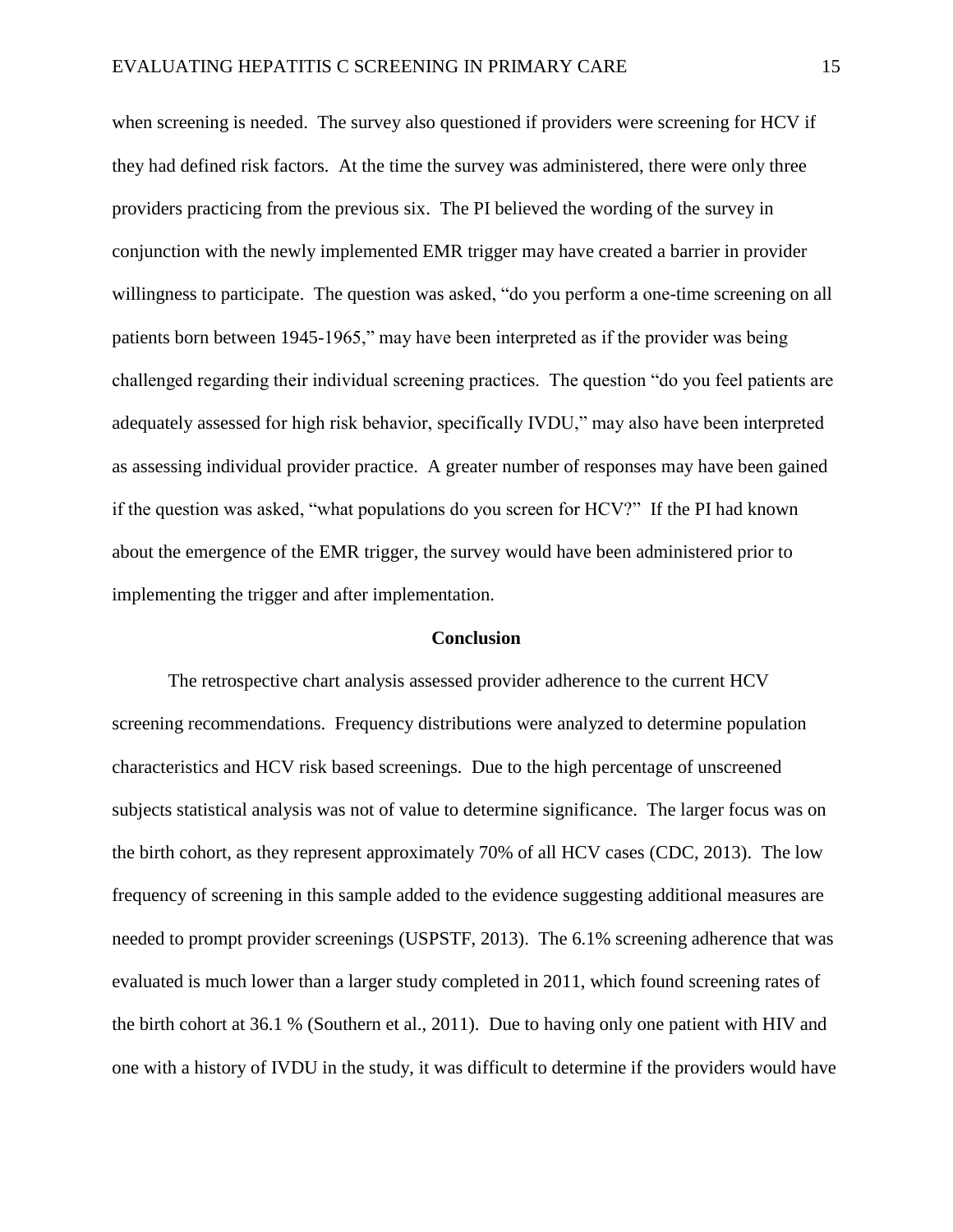when screening is needed. The survey also questioned if providers were screening for HCV if they had defined risk factors. At the time the survey was administered, there were only three providers practicing from the previous six. The PI believed the wording of the survey in conjunction with the newly implemented EMR trigger may have created a barrier in provider willingness to participate. The question was asked, "do you perform a one-time screening on all patients born between 1945-1965," may have been interpreted as if the provider was being challenged regarding their individual screening practices. The question "do you feel patients are adequately assessed for high risk behavior, specifically IVDU," may also have been interpreted as assessing individual provider practice. A greater number of responses may have been gained if the question was asked, "what populations do you screen for HCV?" If the PI had known about the emergence of the EMR trigger, the survey would have been administered prior to implementing the trigger and after implementation.

## Conclusion

The retrospective chart analysis assessed provider adherence to the current HCV screening recommendations. Frequency distributions were analyzed to determine population characteristics and HCV risk based screenings. Due to the high percentage of unscreened subjects statistical analysis was not of value to determine significance. The larger focus was on the birth cohort, as they represent approximately 70% of all HCV cases (CDC, 2013). The low frequency of screening in this sample added to the evidence suggesting additional measures are needed to prompt provider screenings (USPSTF, 2013). The 6.1% screening adherence that was evaluated is much lower than a larger study completed in 2011, which found screening rates of the birth cohort at 36.1 % (Southern et al., 2011). Due to having only one patient with HIV and one with a history of IVDU in the study, it was difficult to determine if the providers would have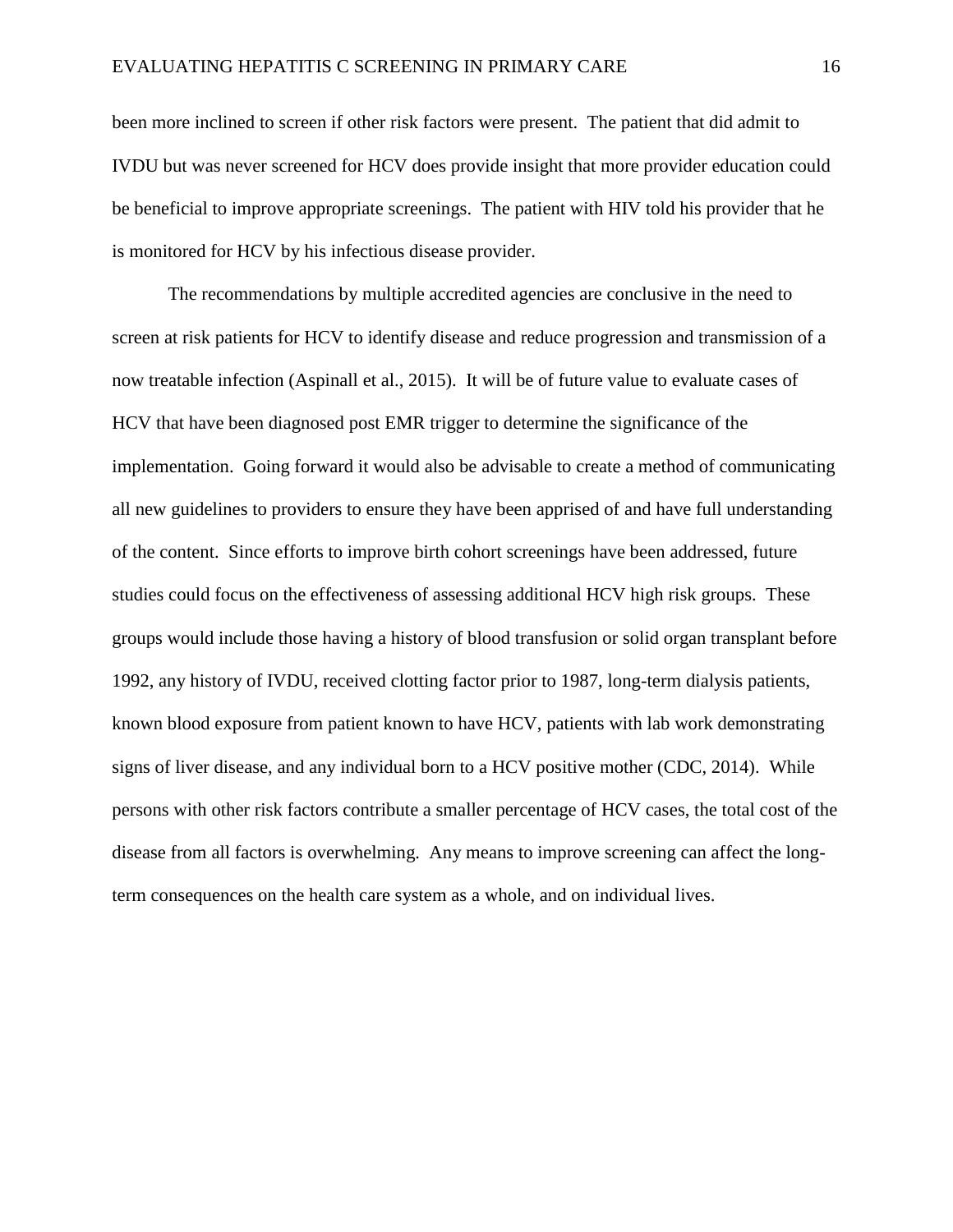been more inclined to screen if other risk factors were present. The patient that did admit to IVDU but was never screened for HCV does provide insight that more provider education could be beneficial to improve appropriate screenings. The patient with HIV told his provider that he is monitored for HCV by his infectious disease provider.

The recommendations by multiple accredited agencies are conclusive in the need to screen at risk patients for HCV to identify disease and reduce progression and transmission of a now treatable infection (Aspinall et al., 2015). It will be of future value to evaluate cases of HCV that have been diagnosed post EMR trigger to determine the significance of the implementation. Going forward it would also be advisable to create a method of communicating all new guidelines to providers to ensure they have been apprised of and have full understanding of the content. Since efforts to improve birth cohort screenings have been addressed, future studies could focus on the effectiveness of assessing additional HCV high risk groups. These groups would include those having a history of blood transfusion or solid organ transplant before 1992, any history of IVDU, received clotting factor prior to 1987, long-term dialysis patients, known blood exposure from patient known to have HCV, patients with lab work demonstrating signs of liver disease, and any individual born to a HCV positive mother (CDC, 2014). While persons with other risk factors contribute a smaller percentage of HCV cases, the total cost of the disease from all factors is overwhelming. Any means to improve screening can affect the long-term consequences on the health care system as a whole, and on individual lives.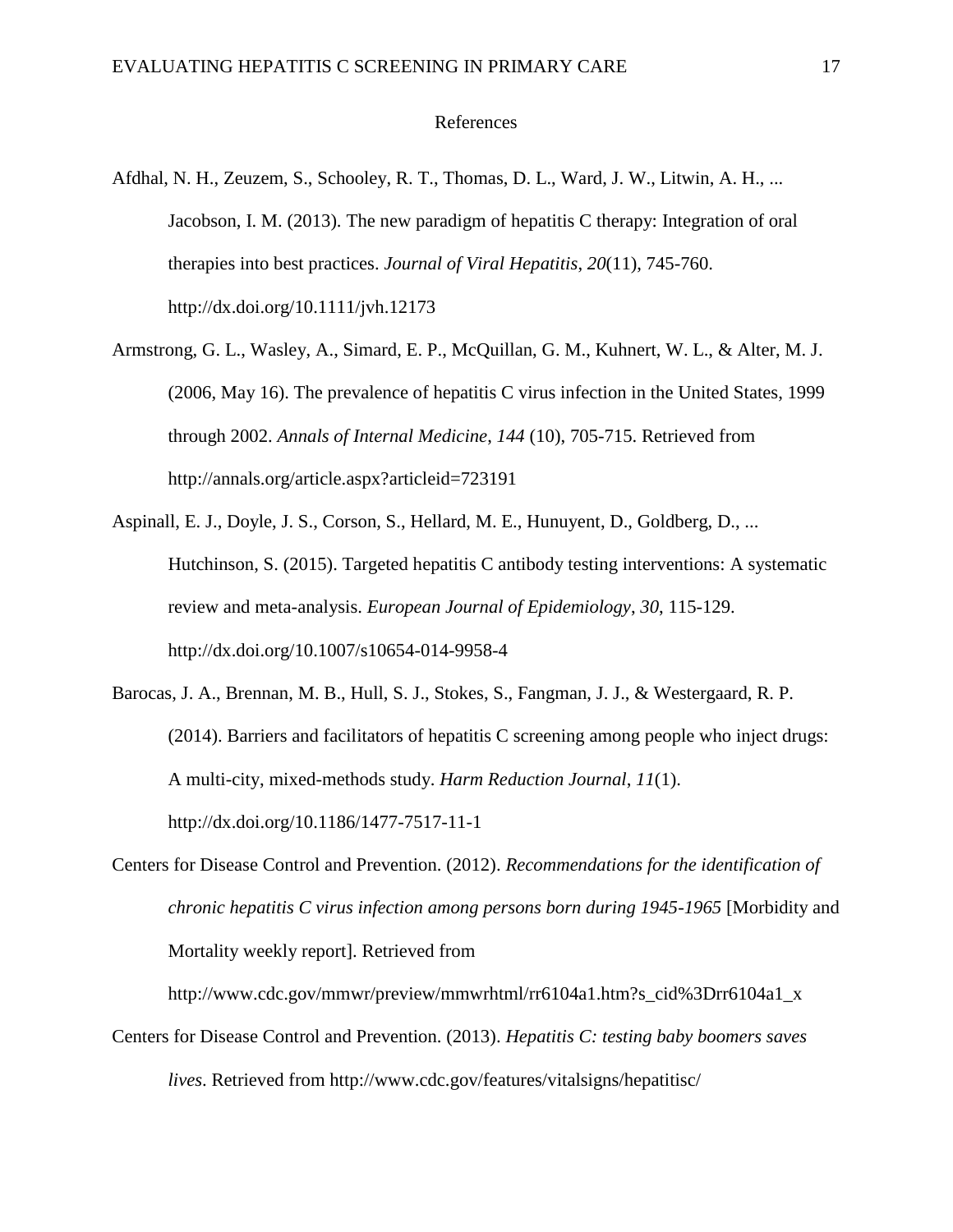# References

Afdhal, N. H., Zeuzem, S., Schooley, R. T., Thomas, D. L., Ward, J. W., Litwin, A. H., ... Jacobson, I. M. (2013). The new paradigm of hepatitis C therapy: Integration of oral therapies into best practices. *Journal of Viral Hepatitis*, *20*(11), 745-760. http://dx.doi.org/10.1111/jvh.12173

Armstrong, G. L., Wasley, A., Simard, E. P., McQuillan, G. M., Kuhnert, W. L., & Alter, M. J. (2006, May 16). The prevalence of hepatitis C virus infection in the United States, 1999 through 2002. *Annals of Internal Medicine*, *144* (10), 705-715. Retrieved from http://annals.org/article.aspx?articleid=723191

Aspinall, E. J., Doyle, J. S., Corson, S., Hellard, M. E., Hunuyent, D., Goldberg, D., ... Hutchinson, S. (2015). Targeted hepatitis C antibody testing interventions: A systematic review and meta-analysis. *European Journal of Epidemiology*, *30*, 115-129. http://dx.doi.org/10.1007/s10654-014-9958-4

Barocas, J. A., Brennan, M. B., Hull, S. J., Stokes, S., Fangman, J. J., & Westergaard, R. P. (2014). Barriers and facilitators of hepatitis C screening among people who inject drugs: A multi-city, mixed-methods study. *Harm Reduction Journal*, *11*(1). http://dx.doi.org/10.1186/1477-7517-11-1

Centers for Disease Control and Prevention. (2012). *Recommendations for the identification of chronic hepatitis C virus infection among persons born during 1945-1965* [Morbidity and Mortality weekly report]. Retrieved from http://www.cdc.gov/mmwr/preview/mmwrhtml/rr6104a1.htm?s_cid%3Drr6104a1_x

Centers for Disease Control and Prevention. (2013). *Hepatitis C: testing baby boomers saves lives*. Retrieved from http://www.cdc.gov/features/vitalsigns/hepatitisc/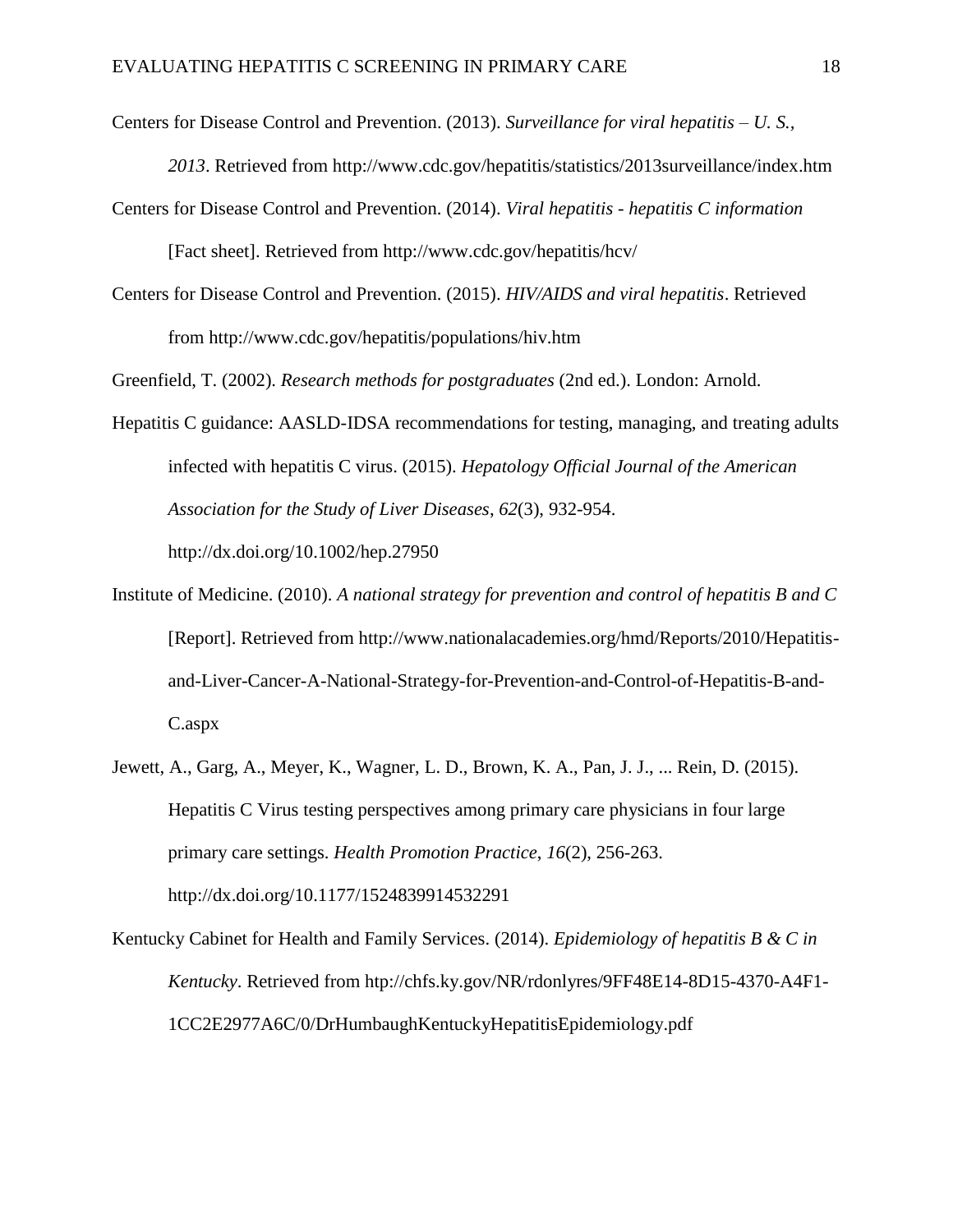Centers for Disease Control and Prevention. (2013). *Surveillance for viral hepatitis – U. S., 2013*. Retrieved from http://www.cdc.gov/hepatitis/statistics/2013surveillance/index.htm

Centers for Disease Control and Prevention. (2014). *Viral hepatitis - hepatitis C information* [Fact sheet]. Retrieved from http://www.cdc.gov/hepatitis/hcv/

Centers for Disease Control and Prevention. (2015). *HIV/AIDS and viral hepatitis*. Retrieved from http://www.cdc.gov/hepatitis/populations/hiv.htm

Greenfield, T. (2002). *Research methods for postgraduates* (2nd ed.). London: Arnold.

Hepatitis C guidance: AASLD-IDSA recommendations for testing, managing, and treating adults infected with hepatitis C virus. (2015). *Hepatology Official Journal of the American Association for the Study of Liver Diseases*, *62*(3), 932-954. http://dx.doi.org/10.1002/hep.27950

Institute of Medicine. (2010). *A national strategy for prevention and control of hepatitis B and C* [Report]. Retrieved from http://www.nationalacademies.org/hmd/Reports/2010/Hepatitis-and-Liver-Cancer-A-National-Strategy-for-Prevention-and-Control-of-Hepatitis-B-and-C.aspx

Jewett, A., Garg, A., Meyer, K., Wagner, L. D., Brown, K. A., Pan, J. J., ... Rein, D. (2015). Hepatitis C Virus testing perspectives among primary care physicians in four large primary care settings. *Health Promotion Practice*, *16*(2), 256-263. http://dx.doi.org/10.1177/1524839914532291

Kentucky Cabinet for Health and Family Services. (2014). *Epidemiology of hepatitis B & C in Kentucky*. Retrieved from http://chfs.ky.gov/NR/rdonlyres/9FF48E14-8D15-4370-A4F1-1CC2E2977A6C/0/DrHumbaughKentuckyHepatitisEpidemiology.pdf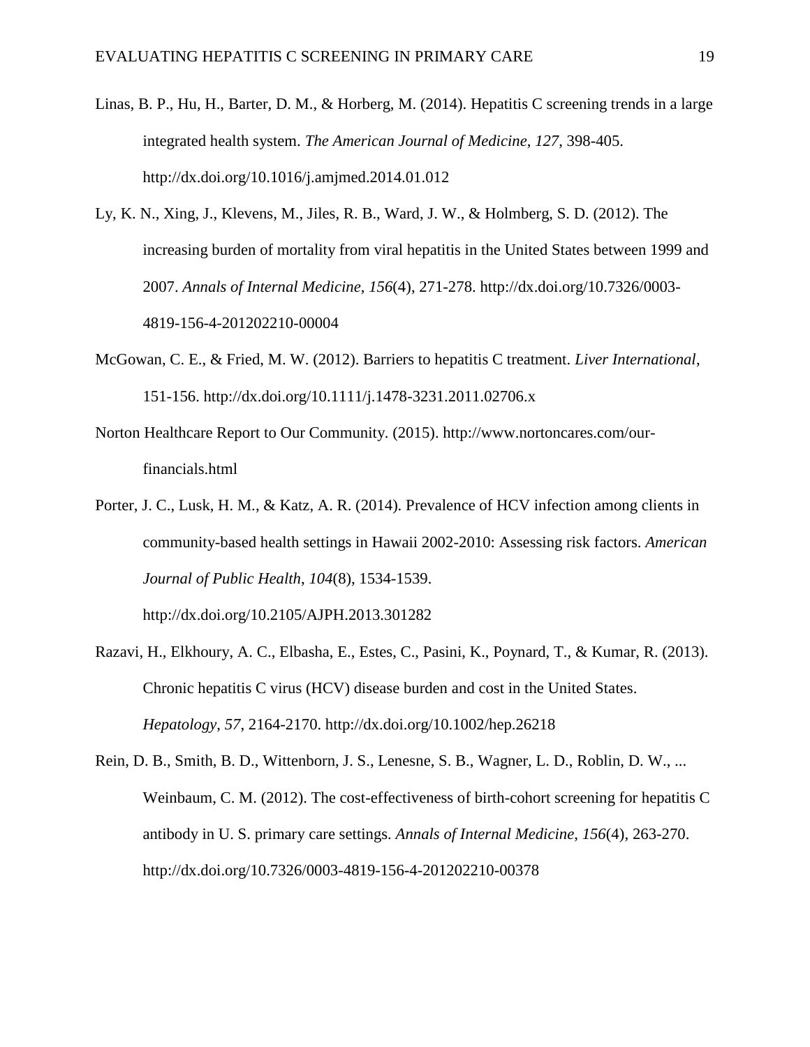Linas, B. P., Hu, H., Barter, D. M., & Horberg, M. (2014). Hepatitis C screening trends in a large integrated health system. *The American Journal of Medicine*, *127*, 398-405. http://dx.doi.org/10.1016/j.amjmed.2014.01.012

Ly, K. N., Xing, J., Klevens, M., Jiles, R. B., Ward, J. W., & Holmberg, S. D. (2012). The increasing burden of mortality from viral hepatitis in the United States between 1999 and 2007. *Annals of Internal Medicine*, *156*(4), 271-278. http://dx.doi.org/10.7326/0003-4819-156-4-201202210-00004

McGowan, C. E., & Fried, M. W. (2012). Barriers to hepatitis C treatment. *Liver International*, 151-156. http://dx.doi.org/10.1111/j.1478-3231.2011.02706.x

Norton Healthcare Report to Our Community. (2015). http://www.nortoncares.com/our-financials.html

Porter, J. C., Lusk, H. M., & Katz, A. R. (2014). Prevalence of HCV infection among clients in community-based health settings in Hawaii 2002-2010: Assessing risk factors. *American Journal of Public Health*, *104*(8), 1534-1539. http://dx.doi.org/10.2105/AJPH.2013.301282

Razavi, H., Elkhoury, A. C., Elbasha, E., Estes, C., Pasini, K., Poynard, T., & Kumar, R. (2013). Chronic hepatitis C virus (HCV) disease burden and cost in the United States. *Hepatology*, *57*, 2164-2170. http://dx.doi.org/10.1002/hep.26218

Rein, D. B., Smith, B. D., Wittenborn, J. S., Lenesne, S. B., Wagner, L. D., Roblin, D. W., ... Weinbaum, C. M. (2012). The cost-effectiveness of birth-cohort screening for hepatitis C antibody in U. S. primary care settings. *Annals of Internal Medicine*, *156*(4), 263-270. http://dx.doi.org/10.7326/0003-4819-156-4-201202210-00378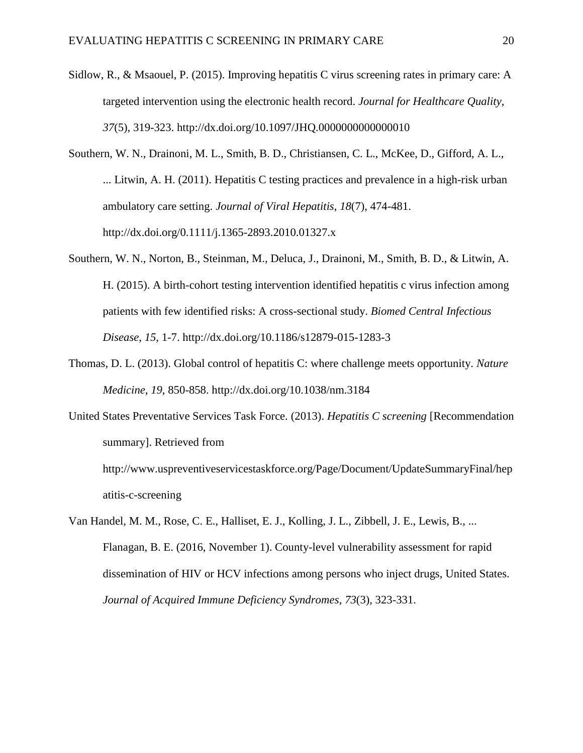Sidlow, R., & Msaouel, P. (2015). Improving hepatitis C virus screening rates in primary care: A targeted intervention using the electronic health record. *Journal for Healthcare Quality*, *37*(5), 319-323. http://dx.doi.org/10.1097/JHQ.0000000000000010

Southern, W. N., Drainoni, M. L., Smith, B. D., Christiansen, C. L., McKee, D., Gifford, A. L., ... Litwin, A. H. (2011). Hepatitis C testing practices and prevalence in a high-risk urban ambulatory care setting. *Journal of Viral Hepatitis*, *18*(7), 474-481. http://dx.doi.org/0.1111/j.1365-2893.2010.01327.x

Southern, W. N., Norton, B., Steinman, M., Deluca, J., Drainoni, M., Smith, B. D., & Litwin, A. H. (2015). A birth-cohort testing intervention identified hepatitis c virus infection among patients with few identified risks: A cross-sectional study. *Biomed Central Infectious Disease*, *15*, 1-7. http://dx.doi.org/10.1186/s12879-015-1283-3

Thomas, D. L. (2013). Global control of hepatitis C: where challenge meets opportunity. *Nature Medicine*, *19*, 850-858. http://dx.doi.org/10.1038/nm.3184

United States Preventative Services Task Force. (2013). *Hepatitis C screening* [Recommendation summary]. Retrieved from http://www.uspreventiveservicestaskforce.org/Page/Document/UpdateSummaryFinal/hepatitis-c-screening

Van Handel, M. M., Rose, C. E., Halliset, E. J., Kolling, J. L., Zibbell, J. E., Lewis, B., ... Flanagan, B. E. (2016, November 1). County-level vulnerability assessment for rapid dissemination of HIV or HCV infections among persons who inject drugs, United States. *Journal of Acquired Immune Deficiency Syndromes*, *73*(3), 323-331.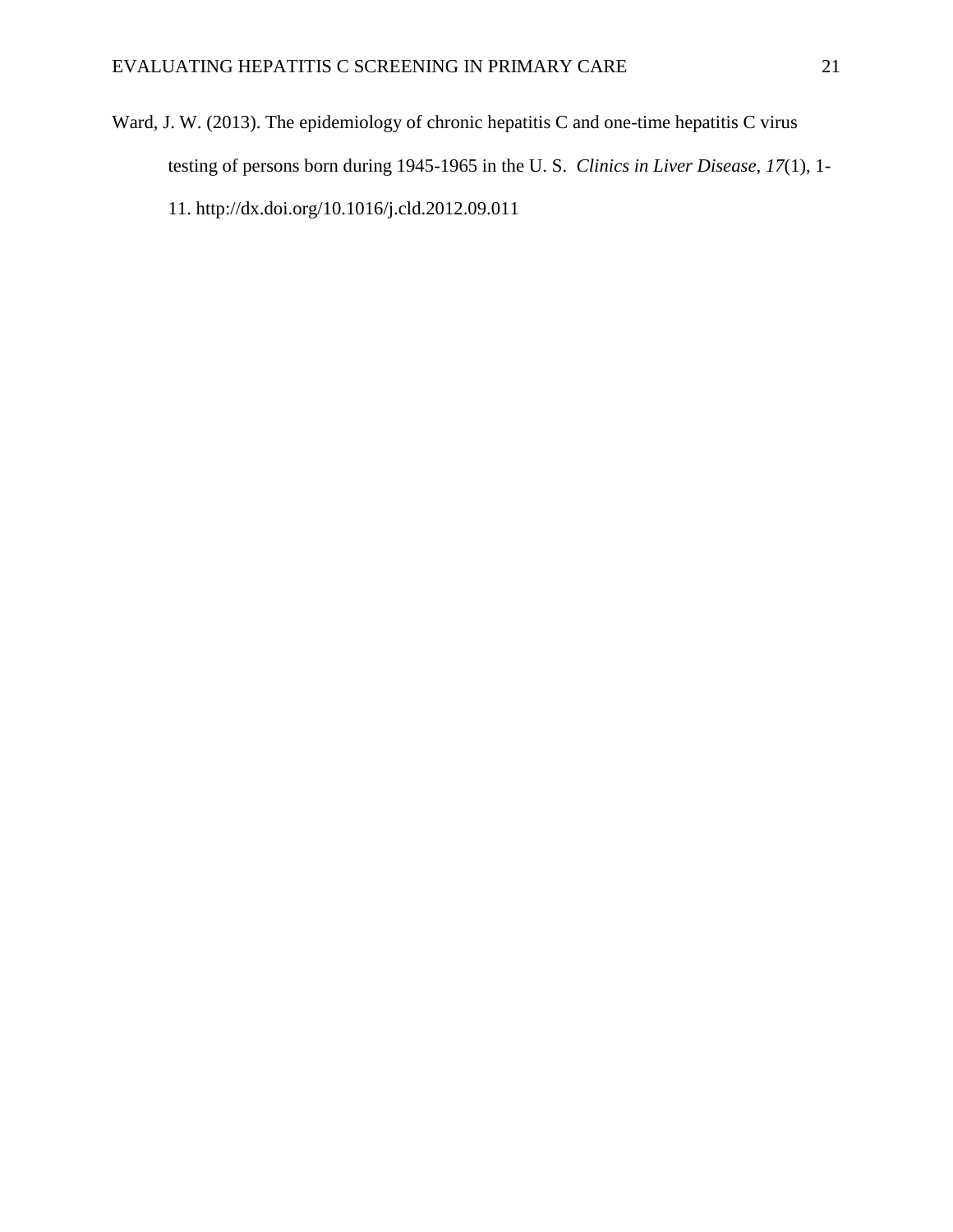Ward, J. W. (2013). The epidemiology of chronic hepatitis C and one-time hepatitis C virus testing of persons born during 1945-1965 in the U. S. *Clinics in Liver Disease*, *17*(1), 1-11. http://dx.doi.org/10.1016/j.cld.2012.09.011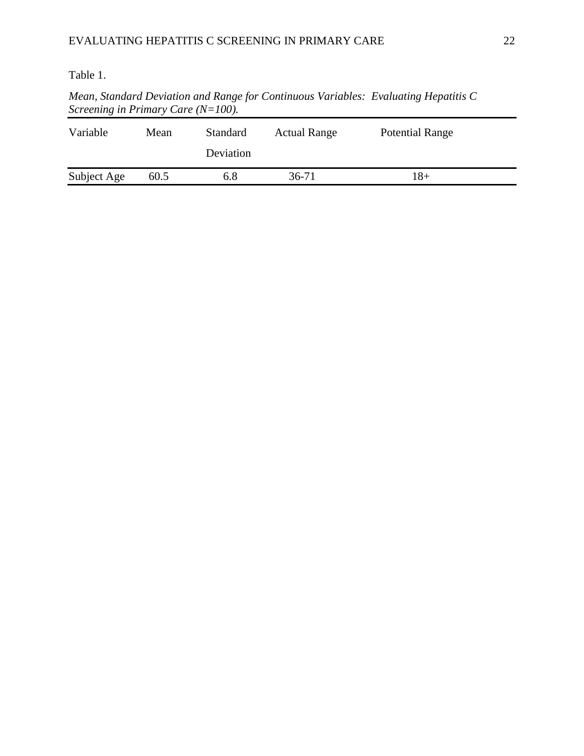Table 1.

*Mean, Standard Deviation and Range for Continuous Variables: Evaluating Hepatitis C Screening in Primary Care (N=100).*

| Variable | Mean | Standard Deviation | Actual Range | Potential Range |
|---|---|---|---|---|
| Subject Age | 60.5 | 6.8 | 36-71 | 18+ |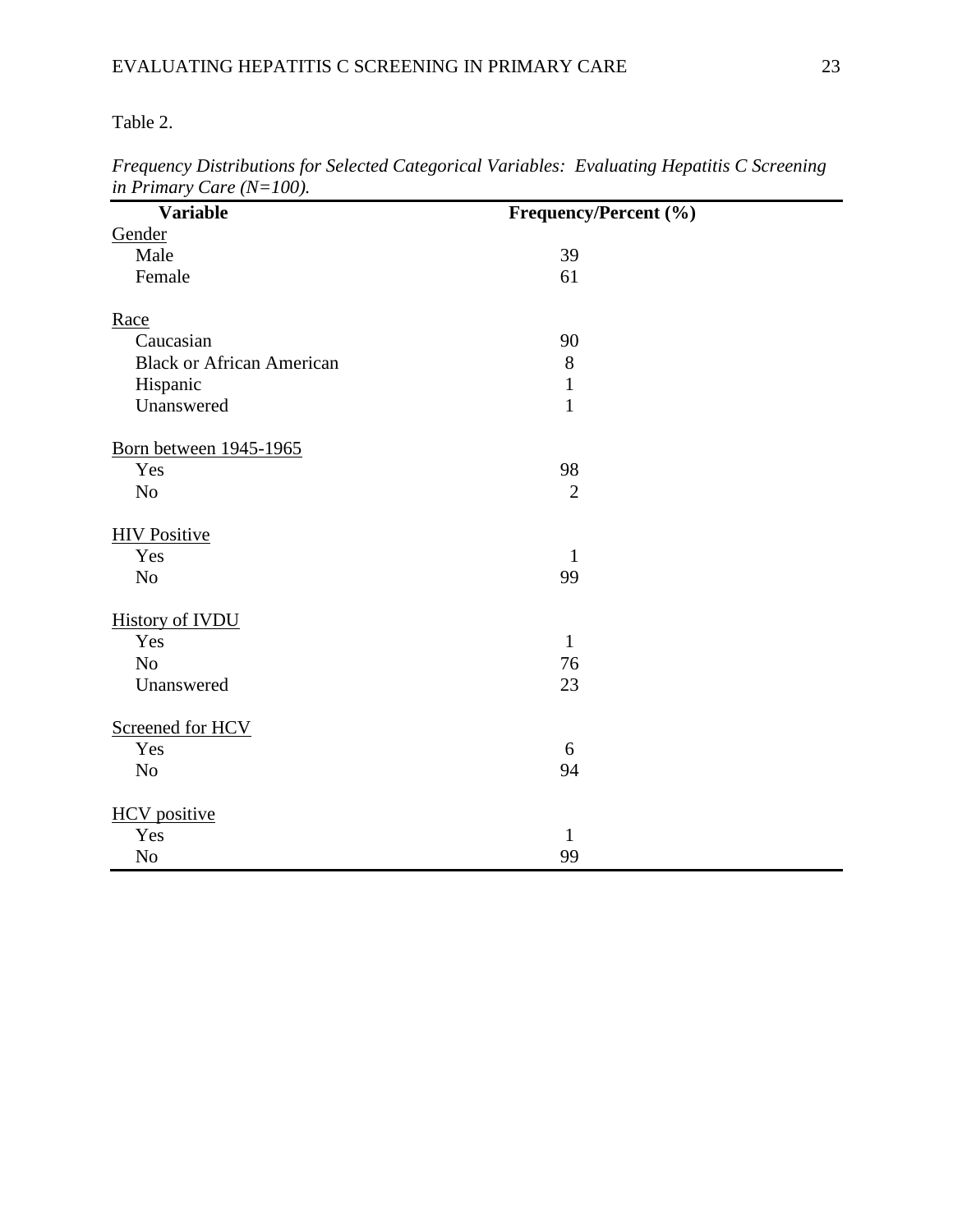Table 2.

*Frequency Distributions for Selected Categorical Variables: Evaluating Hepatitis C Screening in Primary Care (N=100).*

| Variable | Frequency/Percent (%) |
|---|---|
| Gender | |
| Male | 39 |
| Female | 61 |
| | |
| Race | |
| Caucasian | 90 |
| Black or African American | 8 |
| Hispanic | 1 |
| Unanswered | 1 |
| | |
| Born between 1945-1965 | |
| Yes | 98 |
| No | 2 |
| | |
| HIV Positive | |
| Yes | 1 |
| No | 99 |
| | |
| History of IVDU | |
| Yes | 1 |
| No | 76 |
| Unanswered | 23 |
| | |
| Screened for HCV | |
| Yes | 6 |
| No | 94 |
| | |
| HCV positive | |
| Yes | 1 |
| No | 99 |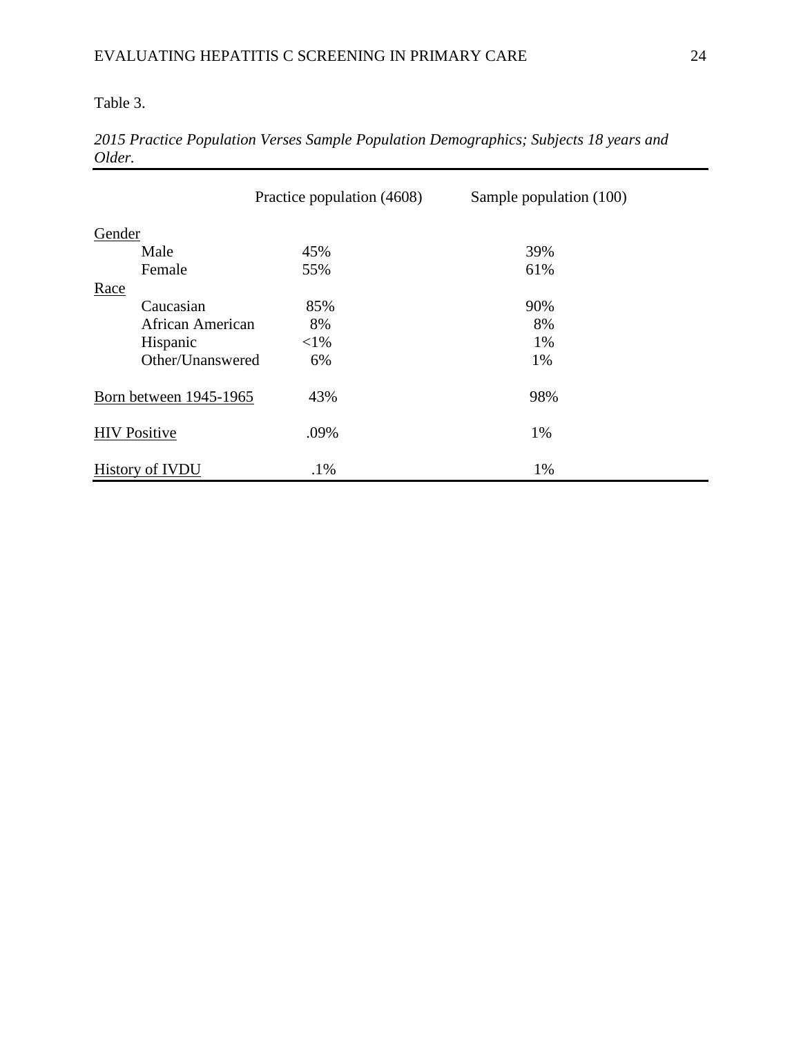Table 3.

*2015 Practice Population Verses Sample Population Demographics; Subjects 18 years and Older.*

| | Practice population (4608) | Sample population (100) |
|---|---|---|
| Gender | | |
| Male | 45% | 39% |
| Female | 55% | 61% |
| Race | | |
| Caucasian | 85% | 90% |
| African American | 8% | 8% |
| Hispanic | <1% | 1% |
| Other/Unanswered | 6% | 1% |
| Born between 1945-1965 | 43% | 98% |
| HIV Positive | .09% | 1% |
| History of IVDU | .1% | 1% |